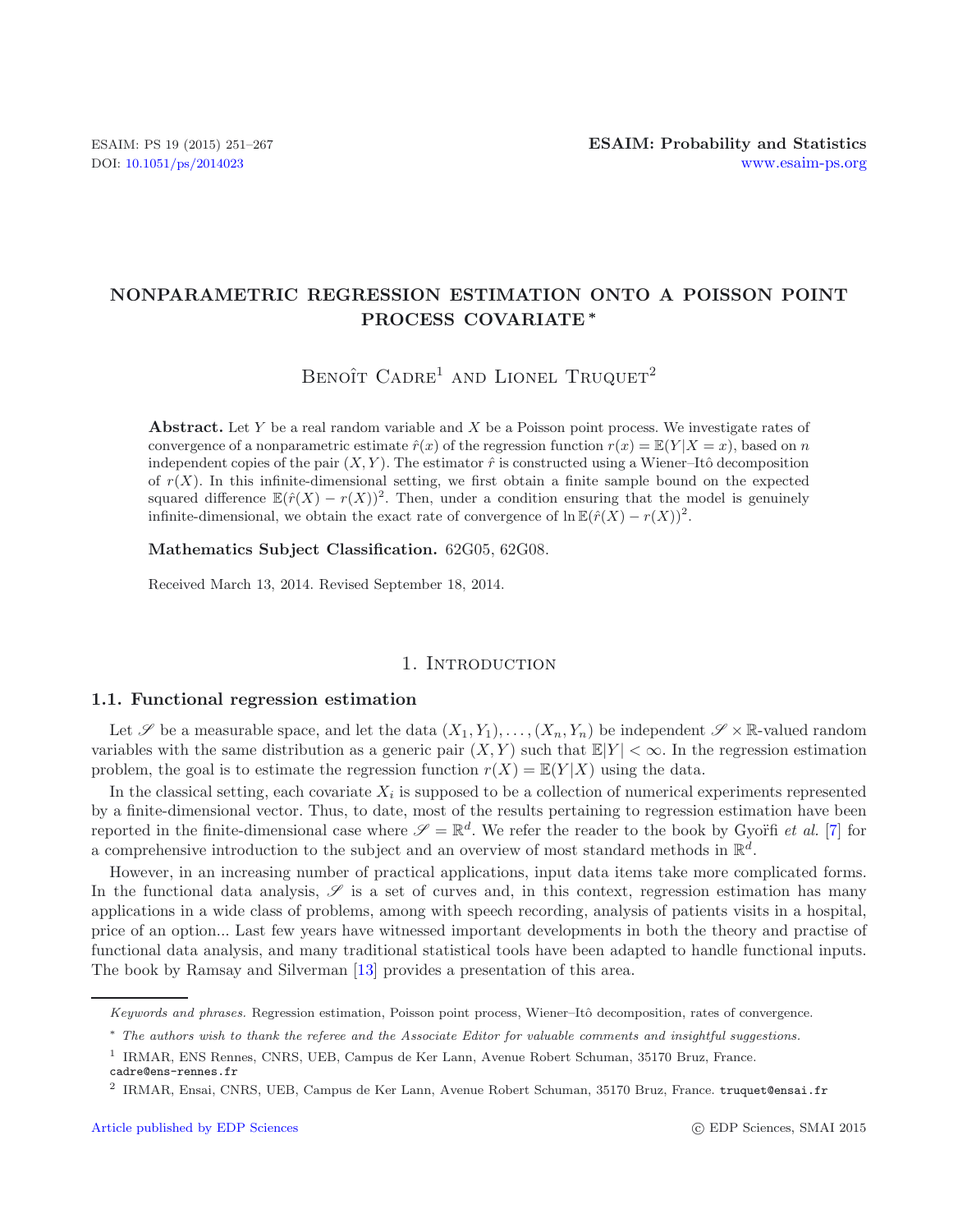# NONPARAMETRIC REGRESSION ESTIMATION ONTO A POISSON POINT PROCESS COVARIATE *

Benoît Cadre[1] and Lionel Truquet[2]

**Abstract.** Let $Y$ be a real random variable and $X$ be a Poisson point process. We investigate rates of convergence of a nonparametric estimate $\hat{r}(x)$ of the regression function $r(x) = \mathbb{E}(Y|X = x)$, based on $n$ independent copies of the pair $(X, Y)$. The estimator $\hat{r}$ is constructed using a Wiener–Itô decomposition of $r(X)$. In this infinite-dimensional setting, we first obtain a finite sample bound on the expected squared difference $\mathbb{E}(\hat{r}(X) - r(X))^2$. Then, under a condition ensuring that the model is genuinely infinite-dimensional, we obtain the exact rate of convergence of $\ln \mathbb{E}(\hat{r}(X) - r(X))^2$.

**Mathematics Subject Classification.** 62G05, 62G08.

Received March 13, 2014. Revised September 18, 2014.

## 1. Introduction

### 1.1. Functional regression estimation

Let $\mathscr{S}$ be a measurable space, and let the data $(X_1, Y_1), \ldots, (X_n, Y_n)$ be independent $\mathscr{S} \times \mathbb{R}$-valued random variables with the same distribution as a generic pair $(X, Y)$ such that $\mathbb{E}|Y| < \infty$. In the regression estimation problem, the goal is to estimate the regression function $r(X) = \mathbb{E}(Y|X)$ using the data.

In the classical setting, each covariate $X_i$ is supposed to be a collection of numerical experiments represented by a finite-dimensional vector. Thus, to date, most of the results pertaining to regression estimation have been reported in the finite-dimensional case where $\mathscr{S} = \mathbb{R}^d$. We refer the reader to the book by Gyoŕfi *et al.* [7] for a comprehensive introduction to the subject and an overview of most standard methods in $\mathbb{R}^d$.

However, in an increasing number of practical applications, input data items take more complicated forms. In the functional data analysis, $\mathscr{S}$ is a set of curves and, in this context, regression estimation has many applications in a wide class of problems, among with speech recording, analysis of patients visits in a hospital, price of an option... Last few years have witnessed important developments in both the theory and practise of functional data analysis, and many traditional statistical tools have been adapted to handle functional inputs. The book by Ramsay and Silverman [13] provides a presentation of this area.

*Keywords and phrases.* Regression estimation, Poisson point process, Wiener–Itô decomposition, rates of convergence.

\* *The authors wish to thank the referee and the Associate Editor for valuable comments and insightful suggestions.*

[1] IRMAR, ENS Rennes, CNRS, UEB, Campus de Ker Lann, Avenue Robert Schuman, 35170 Bruz, France. cadre@ens-rennes.fr

[2] IRMAR, Ensai, CNRS, UEB, Campus de Ker Lann, Avenue Robert Schuman, 35170 Bruz, France. truquet@ensai.fr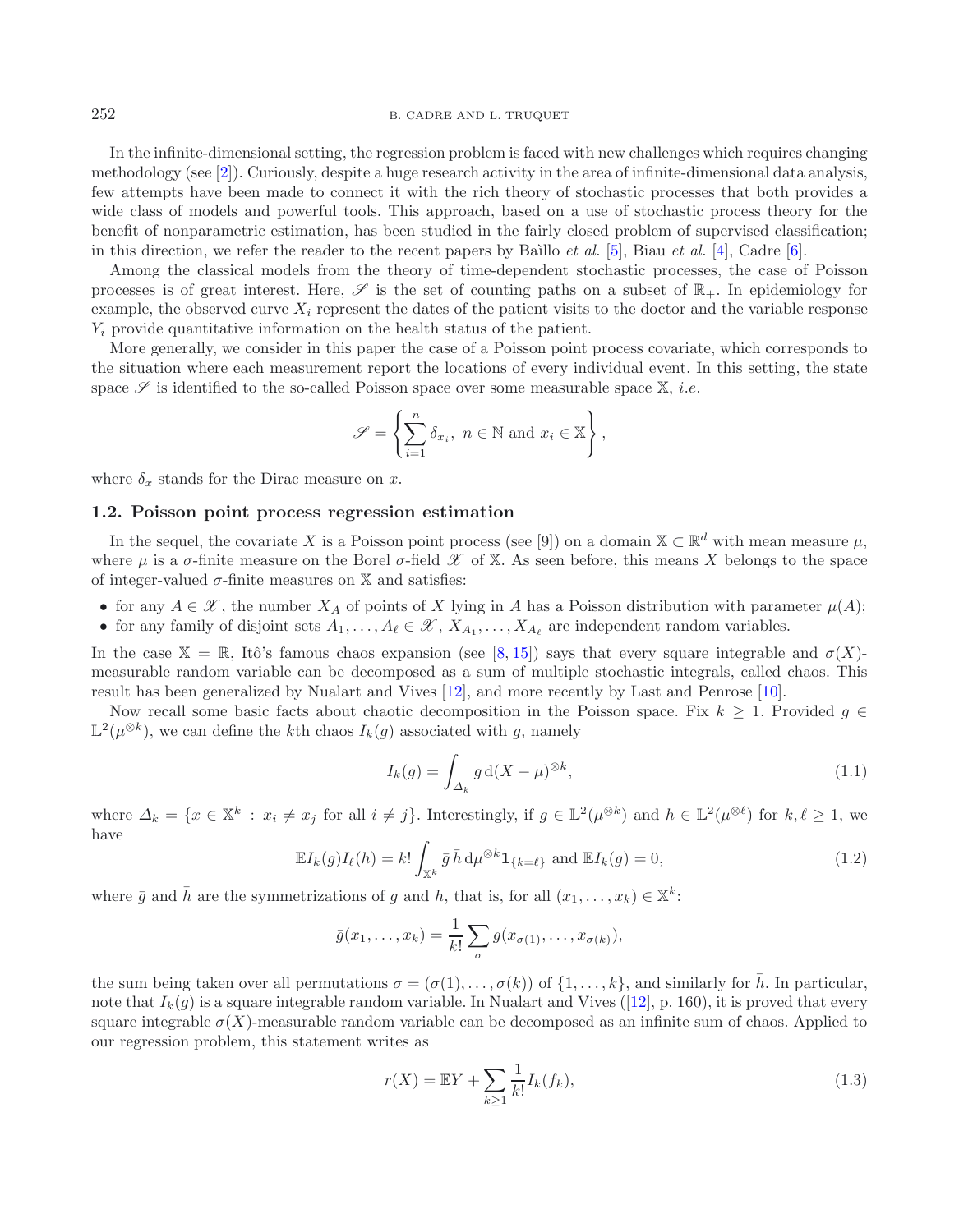In the infinite-dimensional setting, the regression problem is faced with new challenges which requires changing methodology (see [2]). Curiously, despite a huge research activity in the area of infinite-dimensional data analysis, few attempts have been made to connect it with the rich theory of stochastic processes that both provides a wide class of models and powerful tools. This approach, based on a use of stochastic process theory for the benefit of nonparametric estimation, has been studied in the fairly closed problem of supervised classification; in this direction, we refer the reader to the recent papers by Baìllo *et al.* [5], Biau *et al.* [4], Cadre [6].

Among the classical models from the theory of time-dependent stochastic processes, the case of Poisson processes is of great interest. Here, $\mathscr{S}$ is the set of counting paths on a subset of $\mathbb{R}_+$. In epidemiology for example, the observed curve $X_i$ represent the dates of the patient visits to the doctor and the variable response $Y_i$ provide quantitative information on the health status of the patient.

More generally, we consider in this paper the case of a Poisson point process covariate, which corresponds to the situation where each measurement report the locations of every individual event. In this setting, the state space $\mathscr{S}$ is identified to the so-called Poisson space over some measurable space $\mathbb{X}$, *i.e.*

$$\mathscr{S} = \left\{ \sum_{i=1}^{n} \delta_{x_i},\ n \in \mathbb{N} \text{ and } x_i \in \mathbb{X} \right\},$$

where $\delta_x$ stands for the Dirac measure on $x$.

### 1.2. Poisson point process regression estimation

In the sequel, the covariate $X$ is a Poisson point process (see [9]) on a domain $\mathbb{X} \subset \mathbb{R}^d$ with mean measure $\mu$, where $\mu$ is a $\sigma$-finite measure on the Borel $\sigma$-field $\mathscr{X}$ of $\mathbb{X}$. As seen before, this means $X$ belongs to the space of integer-valued $\sigma$-finite measures on $\mathbb{X}$ and satisfies:

- for any $A \in \mathscr{X}$, the number $X_A$ of points of $X$ lying in $A$ has a Poisson distribution with parameter $\mu(A)$;
- for any family of disjoint sets $A_1, \ldots, A_\ell \in \mathscr{X}$, $X_{A_1}, \ldots, X_{A_\ell}$ are independent random variables.

In the case $\mathbb{X} = \mathbb{R}$, Itô's famous chaos expansion (see [8, 15]) says that every square integrable and $\sigma(X)$-measurable random variable can be decomposed as a sum of multiple stochastic integrals, called chaos. This result has been generalized by Nualart and Vives [12], and more recently by Last and Penrose [10].

Now recall some basic facts about chaotic decomposition in the Poisson space. Fix $k \geq 1$. Provided $g \in \mathbb{L}^2(\mu^{\otimes k})$, we can define the $k$th chaos $I_k(g)$ associated with $g$, namely

$$I_k(g) = \int_{\Delta_k} g \, \mathrm{d}(X - \mu)^{\otimes k}, \tag{1.1}$$

where $\Delta_k = \{x \in \mathbb{X}^k : x_i \neq x_j \text{ for all } i \neq j\}$. Interestingly, if $g \in \mathbb{L}^2(\mu^{\otimes k})$ and $h \in \mathbb{L}^2(\mu^{\otimes \ell})$ for $k, \ell \geq 1$, we have

$$\mathbb{E} I_k(g) I_\ell(h) = k! \int_{\mathbb{X}^k} \bar{g}\, \bar{h} \, \mathrm{d}\mu^{\otimes k} \mathbf{1}_{\{k=\ell\}} \text{ and } \mathbb{E} I_k(g) = 0, \tag{1.2}$$

where $\bar{g}$ and $\bar{h}$ are the symmetrizations of $g$ and $h$, that is, for all $(x_1, \ldots, x_k) \in \mathbb{X}^k$:

$$\bar{g}(x_1, \ldots, x_k) = \frac{1}{k!} \sum_{\sigma} g(x_{\sigma(1)}, \ldots, x_{\sigma(k)}),$$

the sum being taken over all permutations $\sigma = (\sigma(1), \ldots, \sigma(k))$ of $\{1, \ldots, k\}$, and similarly for $\bar{h}$. In particular, note that $I_k(g)$ is a square integrable random variable. In Nualart and Vives ([12], p. 160), it is proved that every square integrable $\sigma(X)$-measurable random variable can be decomposed as an infinite sum of chaos. Applied to our regression problem, this statement writes as

$$r(X) = \mathbb{E} Y + \sum_{k \geq 1} \frac{1}{k!} I_k(f_k), \tag{1.3}$$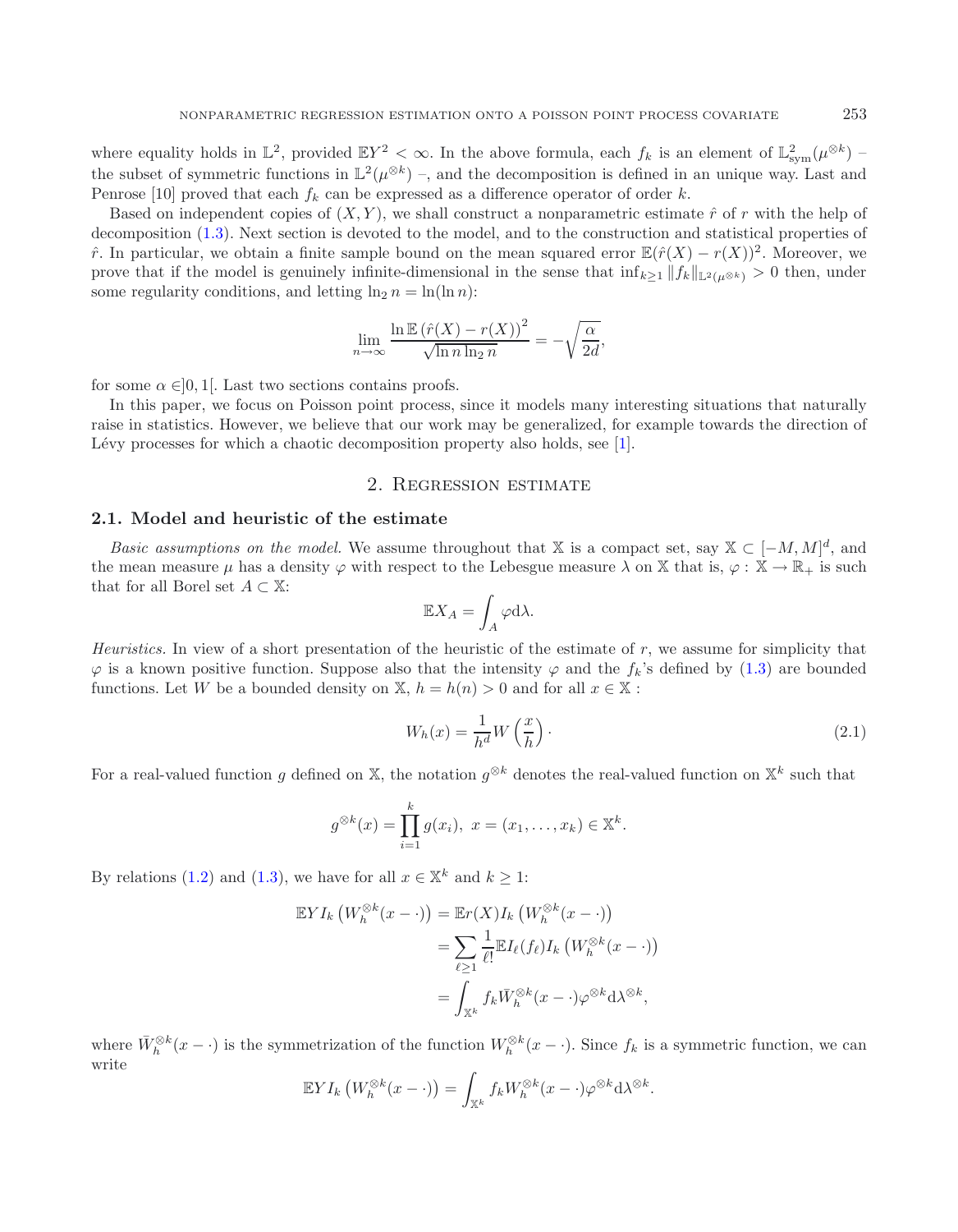where equality holds in $\mathbb{L}^2$, provided $\mathbb{E}Y^2 < \infty$. In the above formula, each $f_k$ is an element of $\mathbb{L}^2_{\rm sym}(\mu^{\otimes k})$ – the subset of symmetric functions in $\mathbb{L}^2(\mu^{\otimes k})$ –, and the decomposition is defined in an unique way. Last and Penrose [10] proved that each $f_k$ can be expressed as a difference operator of order $k$.

Based on independent copies of $(X, Y)$, we shall construct a nonparametric estimate $\hat{r}$ of $r$ with the help of decomposition (1.3). Next section is devoted to the model, and to the construction and statistical properties of $\hat{r}$. In particular, we obtain a finite sample bound on the mean squared error $\mathbb{E}(\hat{r}(X) - r(X))^2$. Moreover, we prove that if the model is genuinely infinite-dimensional in the sense that $\inf_{k\geq 1} \|f_k\|_{\mathbb{L}^2(\mu^{\otimes k})} > 0$ then, under some regularity conditions, and letting $\ln_2 n = \ln(\ln n)$:

$$\lim_{n\to\infty} \frac{\ln \mathbb{E}\left(\hat{r}(X) - r(X)\right)^2}{\sqrt{\ln n \ln_2 n}} = -\sqrt{\frac{\alpha}{2d}},$$

for some $\alpha \in ]0, 1[$. Last two sections contains proofs.

In this paper, we focus on Poisson point process, since it models many interesting situations that naturally raise in statistics. However, we believe that our work may be generalized, for example towards the direction of Lévy processes for which a chaotic decomposition property also holds, see [1].

## 2. Regression estimate

### 2.1. Model and heuristic of the estimate

*Basic assumptions on the model.* We assume throughout that $\mathbb{X}$ is a compact set, say $\mathbb{X} \subset [-M, M]^d$, and the mean measure $\mu$ has a density $\varphi$ with respect to the Lebesgue measure $\lambda$ on $\mathbb{X}$ that is, $\varphi : \mathbb{X} \to \mathbb{R}_+$ is such that for all Borel set $A \subset \mathbb{X}$:

$$\mathbb{E}X_A = \int_A \varphi \mathrm{d}\lambda.$$

*Heuristics.* In view of a short presentation of the heuristic of the estimate of $r$, we assume for simplicity that $\varphi$ is a known positive function. Suppose also that the intensity $\varphi$ and the $f_k$'s defined by (1.3) are bounded functions. Let $W$ be a bounded density on $\mathbb{X}$, $h = h(n) > 0$ and for all $x \in \mathbb{X}$ :

$$W_h(x) = \frac{1}{h^d} W\left(\frac{x}{h}\right) \cdot \tag{2.1}$$

For a real-valued function $g$ defined on $\mathbb{X}$, the notation $g^{\otimes k}$ denotes the real-valued function on $\mathbb{X}^k$ such that

$$g^{\otimes k}(x) = \prod_{i=1}^{k} g(x_i),\ x = (x_1, \ldots, x_k) \in \mathbb{X}^k.$$

By relations (1.2) and (1.3), we have for all $x \in \mathbb{X}^k$ and $k \geq 1$:

$$\begin{aligned}
\mathbb{E}YI_k\left(W_h^{\otimes k}(x - \cdot)\right) &= \mathbb{E}r(X)I_k\left(W_h^{\otimes k}(x - \cdot)\right) \\
&= \sum_{\ell\geq 1} \frac{1}{\ell!} \mathbb{E}I_\ell(f_\ell) I_k\left(W_h^{\otimes k}(x - \cdot)\right) \\
&= \int_{\mathbb{X}^k} f_k \bar{W}_h^{\otimes k}(x - \cdot) \varphi^{\otimes k} \mathrm{d}\lambda^{\otimes k},
\end{aligned}$$

where $\bar{W}_h^{\otimes k}(x - \cdot)$ is the symmetrization of the function $W_h^{\otimes k}(x - \cdot)$. Since $f_k$ is a symmetric function, we can write

$$\mathbb{E}YI_k\left(W_h^{\otimes k}(x - \cdot)\right) = \int_{\mathbb{X}^k} f_k W_h^{\otimes k}(x - \cdot) \varphi^{\otimes k} \mathrm{d}\lambda^{\otimes k}.$$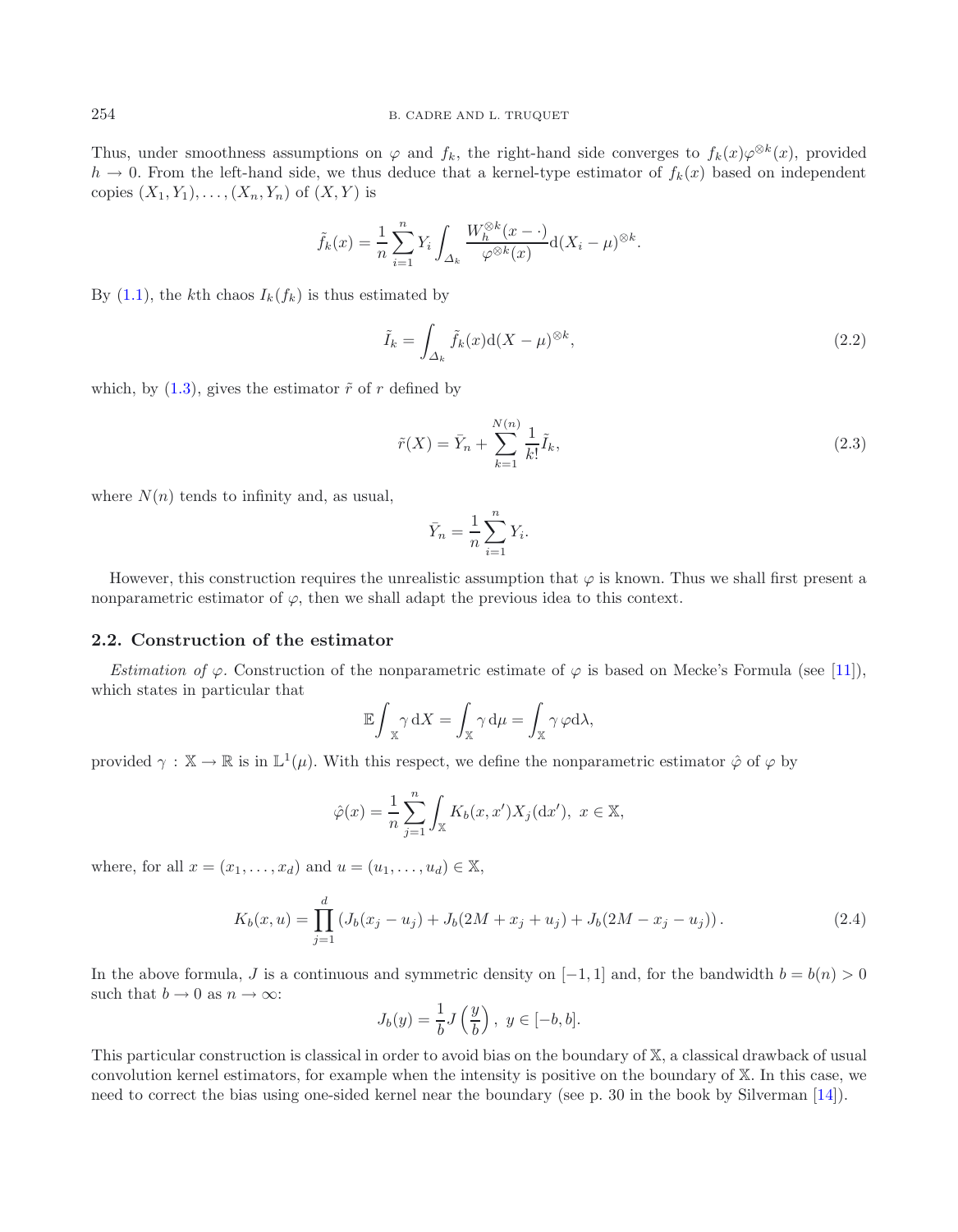Thus, under smoothness assumptions on $\varphi$ and $f_k$, the right-hand side converges to $f_k(x)\varphi^{\otimes k}(x)$, provided $h \to 0$. From the left-hand side, we thus deduce that a kernel-type estimator of $f_k(x)$ based on independent copies $(X_1, Y_1), \ldots, (X_n, Y_n)$ of $(X, Y)$ is

$$\tilde{f}_k(x) = \frac{1}{n} \sum_{i=1}^{n} Y_i \int_{\Delta_k} \frac{W_h^{\otimes k}(x - \cdot)}{\varphi^{\otimes k}(x)} \mathrm{d}(X_i - \mu)^{\otimes k}.$$

By (1.1), the $k$th chaos $I_k(f_k)$ is thus estimated by

$$\tilde{I}_k = \int_{\Delta_k} \tilde{f}_k(x) \mathrm{d}(X - \mu)^{\otimes k}, \tag{2.2}$$

which, by (1.3), gives the estimator $\tilde{r}$ of $r$ defined by

$$\tilde{r}(X) = \bar{Y}_n + \sum_{k=1}^{N(n)} \frac{1}{k!} \tilde{I}_k, \tag{2.3}$$

where $N(n)$ tends to infinity and, as usual,

$$\bar{Y}_n = \frac{1}{n} \sum_{i=1}^{n} Y_i.$$

However, this construction requires the unrealistic assumption that $\varphi$ is known. Thus we shall first present a nonparametric estimator of $\varphi$, then we shall adapt the previous idea to this context.

### 2.2. Construction of the estimator

*Estimation of* $\varphi$. Construction of the nonparametric estimate of $\varphi$ is based on Mecke's Formula (see [11]), which states in particular that

$$\mathbb{E} \int_{\mathbb{X}} \gamma \, \mathrm{d}X = \int_{\mathbb{X}} \gamma \, \mathrm{d}\mu = \int_{\mathbb{X}} \gamma \, \varphi \mathrm{d}\lambda,$$

provided $\gamma : \mathbb{X} \to \mathbb{R}$ is in $\mathbb{L}^1(\mu)$. With this respect, we define the nonparametric estimator $\hat{\varphi}$ of $\varphi$ by

$$\hat{\varphi}(x) = \frac{1}{n} \sum_{j=1}^{n} \int_{\mathbb{X}} K_b(x, x') X_j(\mathrm{d}x'), \ x \in \mathbb{X},$$

where, for all $x = (x_1, \ldots, x_d)$ and $u = (u_1, \ldots, u_d) \in \mathbb{X}$,

$$K_b(x, u) = \prod_{j=1}^{d} \left( J_b(x_j - u_j) + J_b(2M + x_j + u_j) + J_b(2M - x_j - u_j) \right). \tag{2.4}$$

In the above formula, $J$ is a continuous and symmetric density on $[-1, 1]$ and, for the bandwidth $b = b(n) > 0$ such that $b \to 0$ as $n \to \infty$:

$$J_b(y) = \frac{1}{b} J\left(\frac{y}{b}\right), \ y \in [-b, b].$$

This particular construction is classical in order to avoid bias on the boundary of $\mathbb{X}$, a classical drawback of usual convolution kernel estimators, for example when the intensity is positive on the boundary of $\mathbb{X}$. In this case, we need to correct the bias using one-sided kernel near the boundary (see p. 30 in the book by Silverman [14]).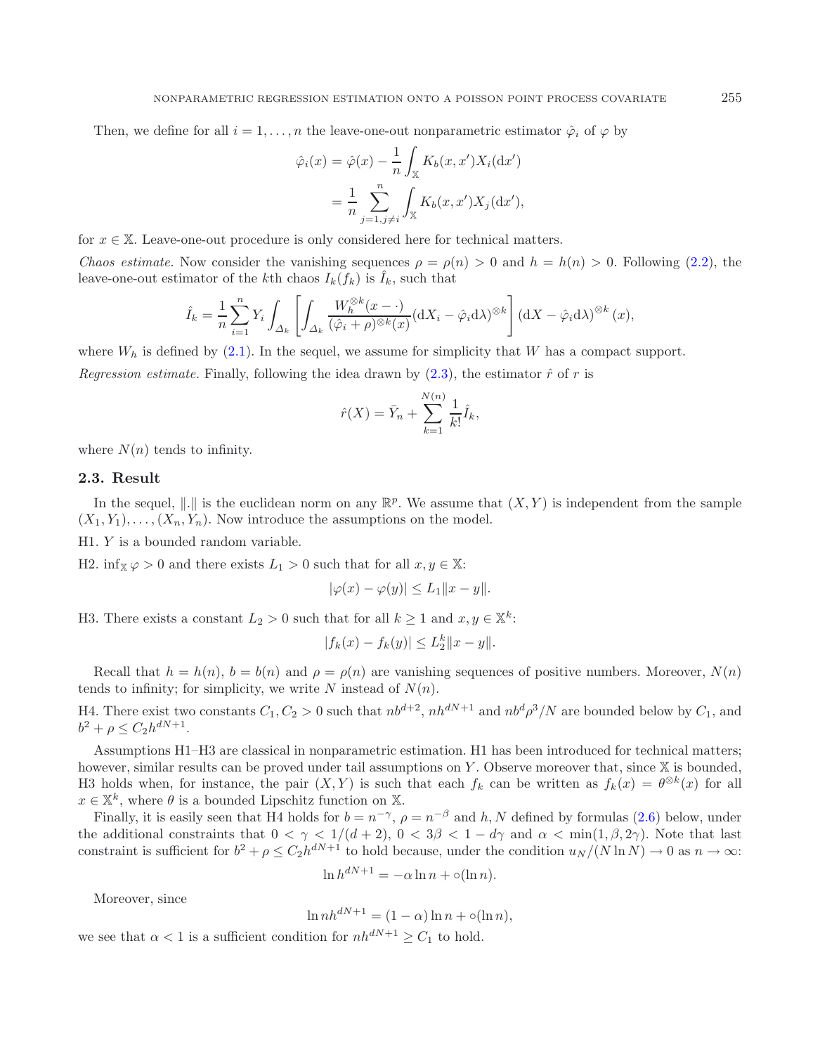Then, we define for all $i = 1, \ldots, n$ the leave-one-out nonparametric estimator $\hat{\varphi}_i$ of $\varphi$ by

$$
\begin{aligned}
\hat{\varphi}_i(x) &= \hat{\varphi}(x) - \frac{1}{n} \int_{\mathbb{X}} K_b(x, x') X_i(\mathrm{d}x') \\
&= \frac{1}{n} \sum_{j=1, j \neq i}^{n} \int_{\mathbb{X}} K_b(x, x') X_j(\mathrm{d}x'),
\end{aligned}
$$

for $x \in \mathbb{X}$. Leave-one-out procedure is only considered here for technical matters.

*Chaos estimate.* Now consider the vanishing sequences $\rho = \rho(n) > 0$ and $h = h(n) > 0$. Following (2.2), the leave-one-out estimator of the $k$th chaos $I_k(f_k)$ is $\hat{I}_k$, such that

$$
\hat{I}_k = \frac{1}{n} \sum_{i=1}^{n} Y_i \int_{\Delta_k} \left[ \int_{\Delta_k} \frac{W_h^{\otimes k}(x - \cdot)}{(\hat{\varphi}_i + \rho)^{\otimes k}(x)} (\mathrm{d}X_i - \hat{\varphi}_i \mathrm{d}\lambda)^{\otimes k} \right] (\mathrm{d}X - \hat{\varphi}_i \mathrm{d}\lambda)^{\otimes k}(x),
$$

where $W_h$ is defined by (2.1). In the sequel, we assume for simplicity that $W$ has a compact support.

*Regression estimate.* Finally, following the idea drawn by (2.3), the estimator $\hat{r}$ of $r$ is

$$
\hat{r}(X) = \bar{Y}_n + \sum_{k=1}^{N(n)} \frac{1}{k!} \hat{I}_k,
$$

where $N(n)$ tends to infinity.

### 2.3. Result

In the sequel, $\|.\|$ is the euclidean norm on any $\mathbb{R}^p$. We assume that $(X, Y)$ is independent from the sample $(X_1, Y_1), \ldots, (X_n, Y_n)$. Now introduce the assumptions on the model.

H1. $Y$ is a bounded random variable.

H2. $\inf_{\mathbb{X}} \varphi > 0$ and there exists $L_1 > 0$ such that for all $x, y \in \mathbb{X}$:

$$
|\varphi(x) - \varphi(y)| \leq L_1 \|x - y\|.
$$

H3. There exists a constant $L_2 > 0$ such that for all $k \geq 1$ and $x, y \in \mathbb{X}^k$:

$$
|f_k(x) - f_k(y)| \leq L_2^k \|x - y\|.
$$

Recall that $h = h(n)$, $b = b(n)$ and $\rho = \rho(n)$ are vanishing sequences of positive numbers. Moreover, $N(n)$ tends to infinity; for simplicity, we write $N$ instead of $N(n)$.

H4. There exist two constants $C_1, C_2 > 0$ such that $nb^{d+2}$, $nh^{dN+1}$ and $nb^d\rho^3/N$ are bounded below by $C_1$, and $b^2 + \rho \leq C_2 h^{dN+1}$.

Assumptions H1–H3 are classical in nonparametric estimation. H1 has been introduced for technical matters; however, similar results can be proved under tail assumptions on $Y$. Observe moreover that, since $\mathbb{X}$ is bounded, H3 holds when, for instance, the pair $(X, Y)$ is such that each $f_k$ can be written as $f_k(x) = \theta^{\otimes k}(x)$ for all $x \in \mathbb{X}^k$, where $\theta$ is a bounded Lipschitz function on $\mathbb{X}$.

Finally, it is easily seen that H4 holds for $b = n^{-\gamma}$, $\rho = n^{-\beta}$ and $h, N$ defined by formulas (2.6) below, under the additional constraints that $0 < \gamma < 1/(d+2)$, $0 < 3\beta < 1 - d\gamma$ and $\alpha < \min(1, \beta, 2\gamma)$. Note that last constraint is sufficient for $b^2 + \rho \leq C_2 h^{dN+1}$ to hold because, under the condition $u_N/(N \ln N) \to 0$ as $n \to \infty$:

$$
\ln h^{dN+1} = -\alpha \ln n + \circ(\ln n).
$$

Moreover, since

$$
\ln n h^{dN+1} = (1 - \alpha) \ln n + \circ(\ln n),
$$

we see that $\alpha < 1$ is a sufficient condition for $nh^{dN+1} \geq C_1$ to hold.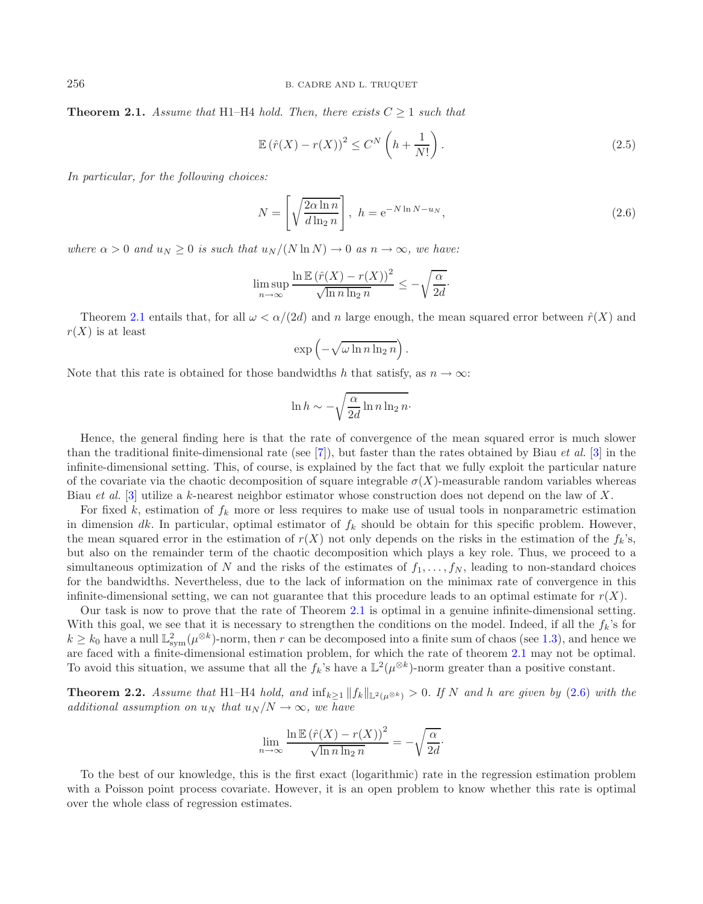**Theorem 2.1.** *Assume that* H1–H4 *hold. Then, there exists* $C \geq 1$ *such that*

$$\mathbb{E}\left(\hat{r}(X) - r(X)\right)^2 \leq C^N \left(h + \frac{1}{N!}\right). \tag{2.5}$$

*In particular, for the following choices:*

$$N = \left[\sqrt{\frac{2\alpha \ln n}{d \ln_2 n}}\right], \; h = \mathrm{e}^{-N \ln N - u_N}, \tag{2.6}$$

*where* $\alpha > 0$ *and* $u_N \geq 0$ *is such that* $u_N/(N \ln N) \to 0$ *as* $n \to \infty$*, we have:*

$$\limsup_{n\to\infty} \frac{\ln \mathbb{E}\left(\hat{r}(X) - r(X)\right)^2}{\sqrt{\ln n \ln_2 n}} \leq -\sqrt{\frac{\alpha}{2d}}.$$

Theorem 2.1 entails that, for all $\omega < \alpha/(2d)$ and $n$ large enough, the mean squared error between $\hat{r}(X)$ and $r(X)$ is at least

$$\exp\left(-\sqrt{\omega \ln n \ln_2 n}\right).$$

Note that this rate is obtained for those bandwidths $h$ that satisfy, as $n \to \infty$:

$$\ln h \sim -\sqrt{\frac{\alpha}{2d} \ln n \ln_2 n}.$$

Hence, the general finding here is that the rate of convergence of the mean squared error is much slower than the traditional finite-dimensional rate (see [7]), but faster than the rates obtained by Biau *et al.* [3] in the infinite-dimensional setting. This, of course, is explained by the fact that we fully exploit the particular nature of the covariate via the chaotic decomposition of square integrable $\sigma(X)$-measurable random variables whereas Biau *et al.* [3] utilize a $k$-nearest neighbor estimator whose construction does not depend on the law of $X$.

For fixed $k$, estimation of $f_k$ more or less requires to make use of usual tools in nonparametric estimation in dimension $dk$. In particular, optimal estimator of $f_k$ should be obtain for this specific problem. However, the mean squared error in the estimation of $r(X)$ not only depends on the risks in the estimation of the $f_k$'s, but also on the remainder term of the chaotic decomposition which plays a key role. Thus, we proceed to a simultaneous optimization of $N$ and the risks of the estimates of $f_1, \ldots, f_N$, leading to non-standard choices for the bandwidths. Nevertheless, due to the lack of information on the minimax rate of convergence in this infinite-dimensional setting, we can not guarantee that this procedure leads to an optimal estimate for $r(X)$.

Our task is now to prove that the rate of Theorem 2.1 is optimal in a genuine infinite-dimensional setting. With this goal, we see that it is necessary to strengthen the conditions on the model. Indeed, if all the $f_k$'s for $k \geq k_0$ have a null $\mathbb{L}^2_{\mathrm{sym}}(\mu^{\otimes k})$-norm, then $r$ can be decomposed into a finite sum of chaos (see 1.3), and hence we are faced with a finite-dimensional estimation problem, for which the rate of theorem 2.1 may not be optimal. To avoid this situation, we assume that all the $f_k$'s have a $\mathbb{L}^2(\mu^{\otimes k})$-norm greater than a positive constant.

**Theorem 2.2.** *Assume that* H1–H4 *hold, and* $\inf_{k\geq 1} \|f_k\|_{\mathbb{L}^2(\mu^{\otimes k})} > 0$*. If* $N$ *and* $h$ *are given by* (2.6) *with the additional assumption on* $u_N$ *that* $u_N/N \to \infty$*, we have*

$$\lim_{n\to\infty} \frac{\ln \mathbb{E}\left(\hat{r}(X) - r(X)\right)^2}{\sqrt{\ln n \ln_2 n}} = -\sqrt{\frac{\alpha}{2d}}.$$

To the best of our knowledge, this is the first exact (logarithmic) rate in the regression estimation problem with a Poisson point process covariate. However, it is an open problem to know whether this rate is optimal over the whole class of regression estimates.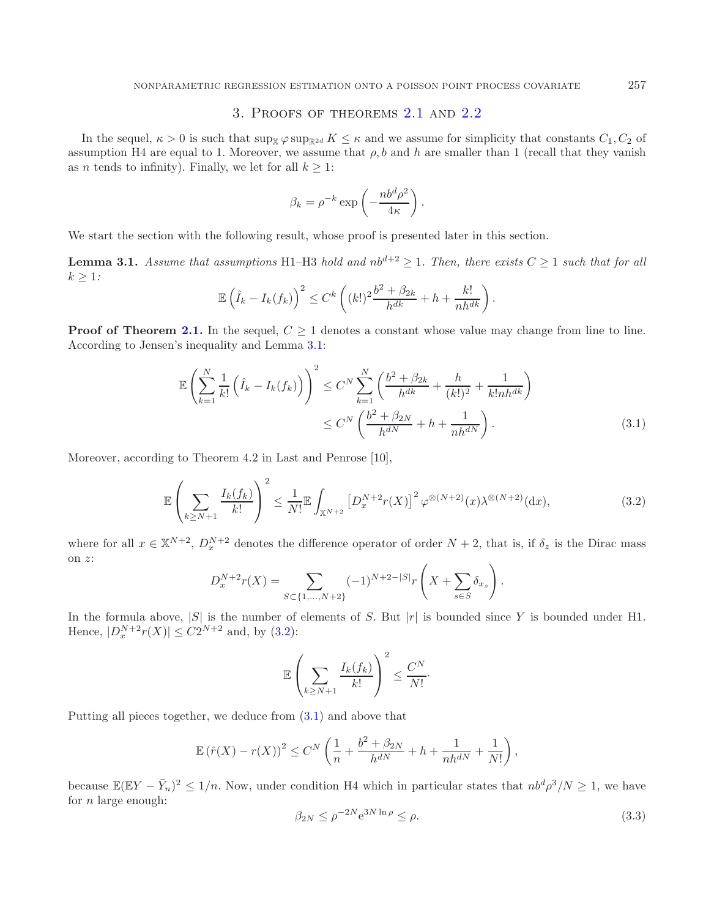## 3. Proofs of theorems 2.1 and 2.2

In the sequel, $\kappa > 0$ is such that $\sup_{\mathbb{X}} \varphi \sup_{\mathbb{R}^{2d}} K \leq \kappa$ and we assume for simplicity that constants $C_1, C_2$ of assumption H4 are equal to 1. Moreover, we assume that $\rho, b$ and $h$ are smaller than 1 (recall that they vanish as $n$ tends to infinity). Finally, we let for all $k \geq 1$:

$$\beta_k = \rho^{-k} \exp\left(-\frac{nb^d\rho^2}{4\kappa}\right).$$

We start the section with the following result, whose proof is presented later in this section.

**Lemma 3.1.** *Assume that assumptions* H1–H3 *hold and $nb^{d+2} \geq 1$. Then, there exists $C \geq 1$ such that for all $k \geq 1$:*

$$\mathbb{E}\left(\hat{I}_k - I_k(f_k)\right)^2 \leq C^k \left((k!)^2 \frac{b^2 + \beta_{2k}}{h^{dk}} + h + \frac{k!}{nh^{dk}}\right).$$

**Proof of Theorem 2.1.** In the sequel, $C \geq 1$ denotes a constant whose value may change from line to line. According to Jensen's inequality and Lemma 3.1:

$$\begin{aligned}
\mathbb{E}\left(\sum_{k=1}^{N} \frac{1}{k!}\left(\hat{I}_k - I_k(f_k)\right)\right)^2 &\leq C^N \sum_{k=1}^{N} \left(\frac{b^2 + \beta_{2k}}{h^{dk}} + \frac{h}{(k!)^2} + \frac{1}{k! nh^{dk}}\right) \\
&\leq C^N \left(\frac{b^2 + \beta_{2N}}{h^{dN}} + h + \frac{1}{nh^{dN}}\right).
\end{aligned} \tag{3.1}$$

Moreover, according to Theorem 4.2 in Last and Penrose [10],

$$\mathbb{E}\left(\sum_{k \geq N+1} \frac{I_k(f_k)}{k!}\right)^2 \leq \frac{1}{N!} \mathbb{E} \int_{\mathbb{X}^{N+2}} \left[D_x^{N+2} r(X)\right]^2 \varphi^{\otimes(N+2)}(x) \lambda^{\otimes(N+2)}(\mathrm{d}x), \tag{3.2}$$

where for all $x \in \mathbb{X}^{N+2}$, $D_x^{N+2}$ denotes the difference operator of order $N+2$, that is, if $\delta_z$ is the Dirac mass on $z$:

$$D_x^{N+2} r(X) = \sum_{S \subset \{1,\ldots,N+2\}} (-1)^{N+2-|S|} r\left(X + \sum_{s \in S} \delta_{x_s}\right).$$

In the formula above, $|S|$ is the number of elements of $S$. But $|r|$ is bounded since $Y$ is bounded under H1. Hence, $|D_x^{N+2} r(X)| \leq C 2^{N+2}$ and, by (3.2):

$$\mathbb{E}\left(\sum_{k \geq N+1} \frac{I_k(f_k)}{k!}\right)^2 \leq \frac{C^N}{N!}.$$

Putting all pieces together, we deduce from (3.1) and above that

$$\mathbb{E}\left(\hat{r}(X) - r(X)\right)^2 \leq C^N \left(\frac{1}{n} + \frac{b^2 + \beta_{2N}}{h^{dN}} + h + \frac{1}{nh^{dN}} + \frac{1}{N!}\right),$$

because $\mathbb{E}(\mathbb{E}Y - \bar{Y}_n)^2 \leq 1/n$. Now, under condition H4 which in particular states that $nb^d\rho^3/N \geq 1$, we have for $n$ large enough:

$$\beta_{2N} \leq \rho^{-2N} \mathrm{e}^{3N \ln \rho} \leq \rho. \tag{3.3}$$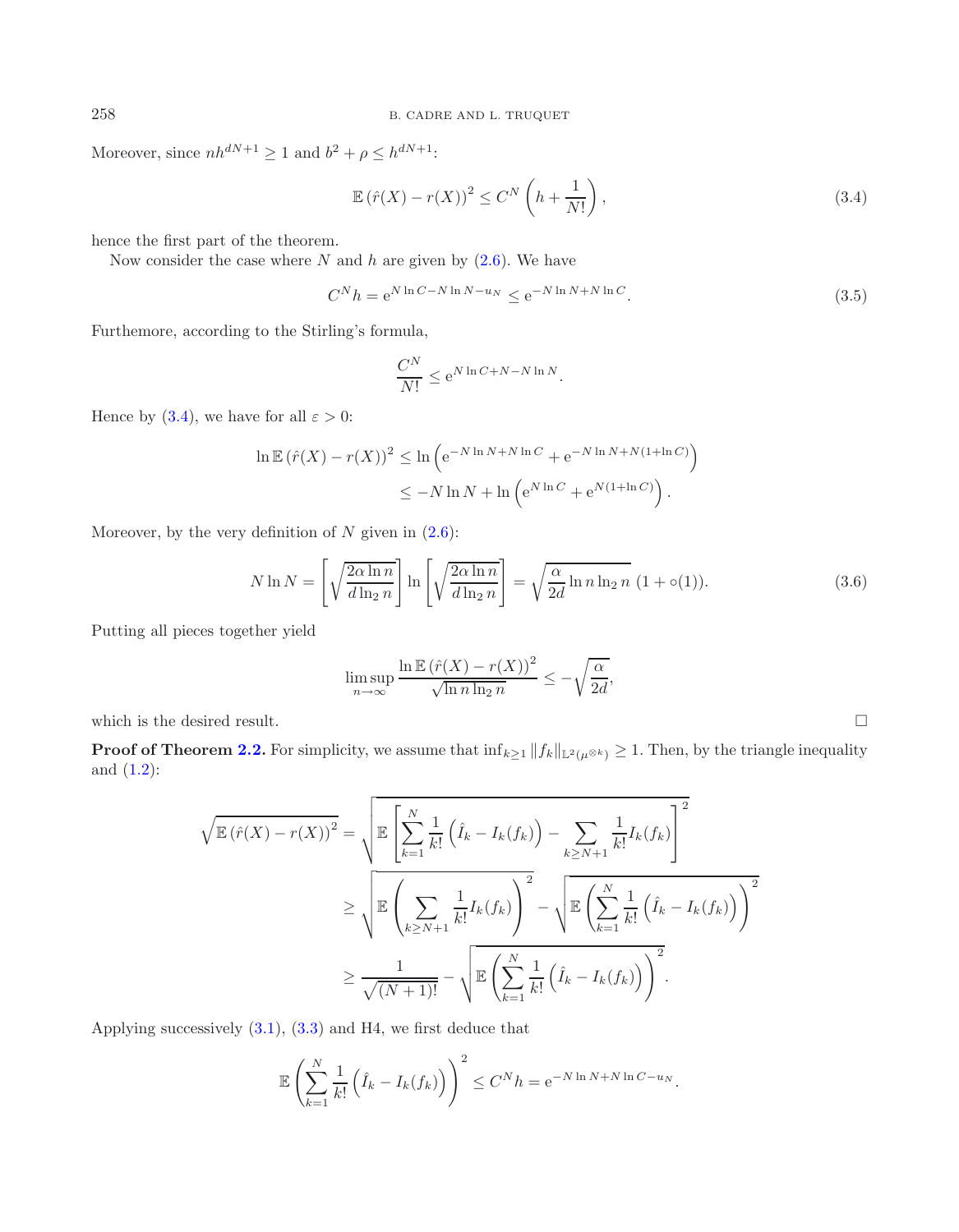Moreover, since $nh^{dN+1} \geq 1$ and $b^2 + \rho \leq h^{dN+1}$:

$$\mathbb{E}\left(\hat{r}(X) - r(X)\right)^2 \leq C^N \left(h + \frac{1}{N!}\right), \tag{3.4}$$

hence the first part of the theorem.

Now consider the case where $N$ and $h$ are given by (2.6). We have

$$C^N h = \mathrm{e}^{N \ln C - N \ln N - u_N} \leq \mathrm{e}^{-N \ln N + N \ln C}. \tag{3.5}$$

Furthemore, according to the Stirling's formula,

$$\frac{C^N}{N!} \leq \mathrm{e}^{N \ln C + N - N \ln N}.$$

Hence by (3.4), we have for all $\varepsilon > 0$:

$$\begin{aligned}
\ln \mathbb{E}\left(\hat{r}(X) - r(X)\right)^2 &\leq \ln\left(\mathrm{e}^{-N \ln N + N \ln C} + \mathrm{e}^{-N \ln N + N(1 + \ln C)}\right) \\
&\leq -N \ln N + \ln\left(\mathrm{e}^{N \ln C} + \mathrm{e}^{N(1+\ln C)}\right).
\end{aligned}$$

Moreover, by the very definition of $N$ given in (2.6):

$$N \ln N = \left[\sqrt{\frac{2\alpha \ln n}{d \ln_2 n}}\right] \ln\left[\sqrt{\frac{2\alpha \ln n}{d \ln_2 n}}\right] = \sqrt{\frac{\alpha}{2d} \ln n \ln_2 n}\ (1 + \circ(1)). \tag{3.6}$$

Putting all pieces together yield

$$\limsup_{n \to \infty} \frac{\ln \mathbb{E}\left(\hat{r}(X) - r(X)\right)^2}{\sqrt{\ln n \ln_2 n}} \leq -\sqrt{\frac{\alpha}{2d}},$$

which is the desired result. □

**Proof of Theorem 2.2.** For simplicity, we assume that $\inf_{k \geq 1} \|f_k\|_{\mathbb{L}^2(\mu^{\otimes k})} \geq 1$. Then, by the triangle inequality and (1.2):

$$\begin{aligned}
\sqrt{\mathbb{E}\left(\hat{r}(X) - r(X)\right)^2} &= \sqrt{\mathbb{E}\left[\sum_{k=1}^{N} \frac{1}{k!}\left(\hat{I}_k - I_k(f_k)\right) - \sum_{k \geq N+1} \frac{1}{k!} I_k(f_k)\right]^2} \\
&\geq \sqrt{\mathbb{E}\left(\sum_{k \geq N+1} \frac{1}{k!} I_k(f_k)\right)^2} - \sqrt{\mathbb{E}\left(\sum_{k=1}^{N} \frac{1}{k!}\left(\hat{I}_k - I_k(f_k)\right)\right)^2} \\
&\geq \frac{1}{\sqrt{(N+1)!}} - \sqrt{\mathbb{E}\left(\sum_{k=1}^{N} \frac{1}{k!}\left(\hat{I}_k - I_k(f_k)\right)\right)^2}.
\end{aligned}$$

Applying successively (3.1), (3.3) and H4, we first deduce that

$$\mathbb{E}\left(\sum_{k=1}^{N} \frac{1}{k!}\left(\hat{I}_k - I_k(f_k)\right)\right)^2 \leq C^N h = \mathrm{e}^{-N \ln N + N \ln C - u_N}.$$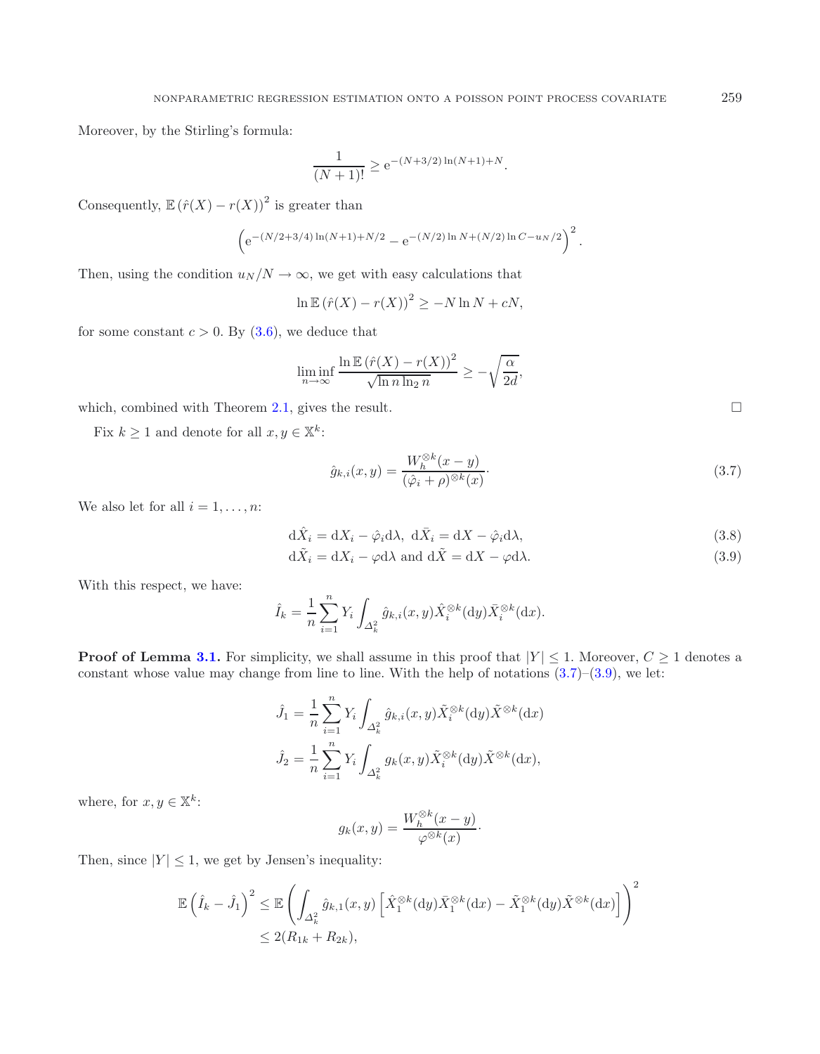Moreover, by the Stirling's formula:

$$\frac{1}{(N+1)!} \geq \mathrm{e}^{-(N+3/2)\ln(N+1)+N}.$$

Consequently, $\mathbb{E}\left(\hat{r}(X) - r(X)\right)^2$ is greater than

$$\left(\mathrm{e}^{-(N/2+3/4)\ln(N+1)+N/2} - \mathrm{e}^{-(N/2)\ln N + (N/2)\ln C - u_N/2}\right)^2.$$

Then, using the condition $u_N/N \to \infty$, we get with easy calculations that

$$\ln \mathbb{E}\left(\hat{r}(X) - r(X)\right)^2 \geq -N\ln N + cN,$$

for some constant $c > 0$. By (3.6), we deduce that

$$\liminf_{n\to\infty} \frac{\ln \mathbb{E}\left(\hat{r}(X) - r(X)\right)^2}{\sqrt{\ln n \ln_2 n}} \geq -\sqrt{\frac{\alpha}{2d}},$$

which, combined with Theorem 2.1, gives the result. $\square$

Fix $k \geq 1$ and denote for all $x, y \in \mathbb{X}^k$:

$$\hat{g}_{k,i}(x,y) = \frac{W_h^{\otimes k}(x-y)}{(\hat{\varphi}_i + \rho)^{\otimes k}(x)}. \tag{3.7}$$

We also let for all $i = 1, \ldots, n$:

$$\mathrm{d}\hat{X}_i = \mathrm{d}X_i - \hat{\varphi}_i \mathrm{d}\lambda,\ \mathrm{d}\bar{X}_i = \mathrm{d}X - \hat{\varphi}_i \mathrm{d}\lambda, \tag{3.8}$$

$$\mathrm{d}\tilde{X}_i = \mathrm{d}X_i - \varphi \mathrm{d}\lambda \text{ and } \mathrm{d}\tilde{X} = \mathrm{d}X - \varphi \mathrm{d}\lambda. \tag{3.9}$$

With this respect, we have:

$$\hat{I}_k = \frac{1}{n}\sum_{i=1}^n Y_i \int_{\Delta_k^2} \hat{g}_{k,i}(x,y)\hat{X}_i^{\otimes k}(\mathrm{d}y)\bar{X}_i^{\otimes k}(\mathrm{d}x).$$

**Proof of Lemma 3.1.** For simplicity, we shall assume in this proof that $|Y| \leq 1$. Moreover, $C \geq 1$ denotes a constant whose value may change from line to line. With the help of notations (3.7)–(3.9), we let:

$$\hat{J}_1 = \frac{1}{n}\sum_{i=1}^n Y_i \int_{\Delta_k^2} \hat{g}_{k,i}(x,y)\tilde{X}_i^{\otimes k}(\mathrm{d}y)\tilde{X}^{\otimes k}(\mathrm{d}x)$$

$$\hat{J}_2 = \frac{1}{n}\sum_{i=1}^n Y_i \int_{\Delta_k^2} g_k(x,y)\tilde{X}_i^{\otimes k}(\mathrm{d}y)\tilde{X}^{\otimes k}(\mathrm{d}x),$$

where, for $x, y \in \mathbb{X}^k$:

$$g_k(x,y) = \frac{W_h^{\otimes k}(x-y)}{\varphi^{\otimes k}(x)}.$$

Then, since $|Y| \leq 1$, we get by Jensen's inequality:

$$\begin{aligned}
\mathbb{E}\left(\hat{I}_k - \hat{J}_1\right)^2 &\leq \mathbb{E}\left(\int_{\Delta_k^2} \hat{g}_{k,1}(x,y)\left[\hat{X}_1^{\otimes k}(\mathrm{d}y)\bar{X}_1^{\otimes k}(\mathrm{d}x) - \tilde{X}_1^{\otimes k}(\mathrm{d}y)\tilde{X}^{\otimes k}(\mathrm{d}x)\right]\right)^2 \\
&\leq 2(R_{1k} + R_{2k}),
\end{aligned}$$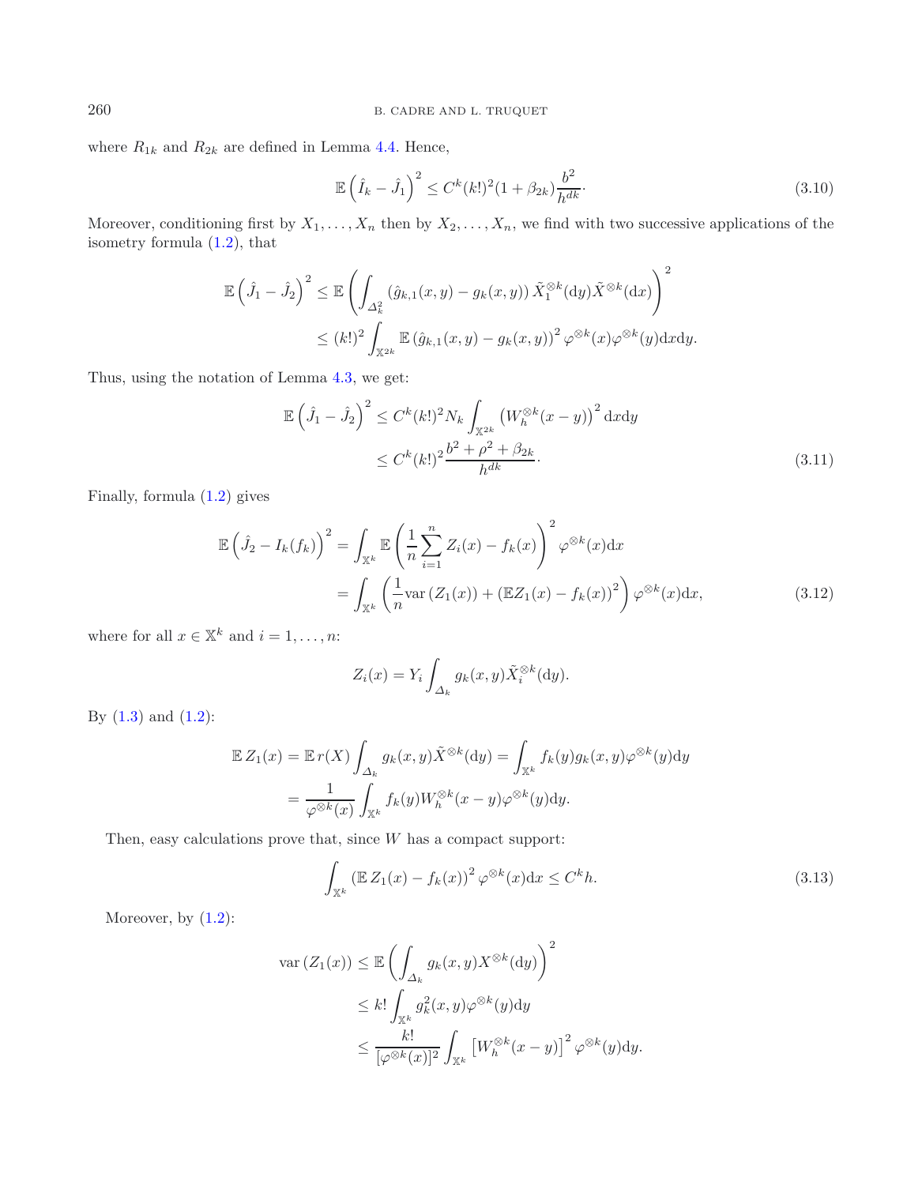where $R_{1k}$ and $R_{2k}$ are defined in Lemma 4.4. Hence,

$$\mathbb{E}\left(\hat{I}_k - \hat{J}_1\right)^2 \leq C^k (k!)^2 (1+\beta_{2k}) \frac{b^2}{h^{dk}}\cdot \tag{3.10}$$

Moreover, conditioning first by $X_1, \ldots, X_n$ then by $X_2, \ldots, X_n$, we find with two successive applications of the isometry formula (1.2), that

$$\begin{aligned}
\mathbb{E}\left(\hat{J}_1 - \hat{J}_2\right)^2 &\leq \mathbb{E}\left(\int_{\Delta_k^2} \left(\hat{g}_{k,1}(x,y) - g_k(x,y)\right) \tilde{X}_1^{\otimes k}(\mathrm{d}y) \tilde{X}^{\otimes k}(\mathrm{d}x)\right)^2 \\
&\leq (k!)^2 \int_{\mathbb{X}^{2k}} \mathbb{E}\left(\hat{g}_{k,1}(x,y) - g_k(x,y)\right)^2 \varphi^{\otimes k}(x) \varphi^{\otimes k}(y) \mathrm{d}x\mathrm{d}y.
\end{aligned}$$

Thus, using the notation of Lemma 4.3, we get:

$$\begin{aligned}
\mathbb{E}\left(\hat{J}_1 - \hat{J}_2\right)^2 &\leq C^k (k!)^2 N_k \int_{\mathbb{X}^{2k}} \left(W_h^{\otimes k}(x-y)\right)^2 \mathrm{d}x\mathrm{d}y \\
&\leq C^k (k!)^2 \frac{b^2 + \rho^2 + \beta_{2k}}{h^{dk}}\cdot
\end{aligned} \tag{3.11}$$

Finally, formula (1.2) gives

$$\begin{aligned}
\mathbb{E}\left(\hat{J}_2 - I_k(f_k)\right)^2 &= \int_{\mathbb{X}^k} \mathbb{E}\left(\frac{1}{n}\sum_{i=1}^n Z_i(x) - f_k(x)\right)^2 \varphi^{\otimes k}(x)\mathrm{d}x \\
&= \int_{\mathbb{X}^k} \left(\frac{1}{n}\mathrm{var}\left(Z_1(x)\right) + \left(\mathbb{E}Z_1(x) - f_k(x)\right)^2\right) \varphi^{\otimes k}(x)\mathrm{d}x,
\end{aligned} \tag{3.12}$$

where for all $x \in \mathbb{X}^k$ and $i = 1, \ldots, n$:

$$Z_i(x) = Y_i \int_{\Delta_k} g_k(x,y) \tilde{X}_i^{\otimes k}(\mathrm{d}y).$$

By (1.3) and (1.2):

$$\begin{aligned}
\mathbb{E}\, Z_1(x) &= \mathbb{E}\, r(X) \int_{\Delta_k} g_k(x,y) \tilde{X}^{\otimes k}(\mathrm{d}y) = \int_{\mathbb{X}^k} f_k(y) g_k(x,y) \varphi^{\otimes k}(y)\mathrm{d}y \\
&= \frac{1}{\varphi^{\otimes k}(x)} \int_{\mathbb{X}^k} f_k(y) W_h^{\otimes k}(x-y) \varphi^{\otimes k}(y)\mathrm{d}y.
\end{aligned}$$

Then, easy calculations prove that, since $W$ has a compact support:

$$\int_{\mathbb{X}^k} \left(\mathbb{E}\, Z_1(x) - f_k(x)\right)^2 \varphi^{\otimes k}(x)\mathrm{d}x \leq C^k h. \tag{3.13}$$

Moreover, by (1.2):

$$\begin{aligned}
\mathrm{var}\left(Z_1(x)\right) &\leq \mathbb{E}\left(\int_{\Delta_k} g_k(x,y) X^{\otimes k}(\mathrm{d}y)\right)^2 \\
&\leq k! \int_{\mathbb{X}^k} g_k^2(x,y) \varphi^{\otimes k}(y)\mathrm{d}y \\
&\leq \frac{k!}{[\varphi^{\otimes k}(x)]^2} \int_{\mathbb{X}^k} \left[W_h^{\otimes k}(x-y)\right]^2 \varphi^{\otimes k}(y)\mathrm{d}y.
\end{aligned}$$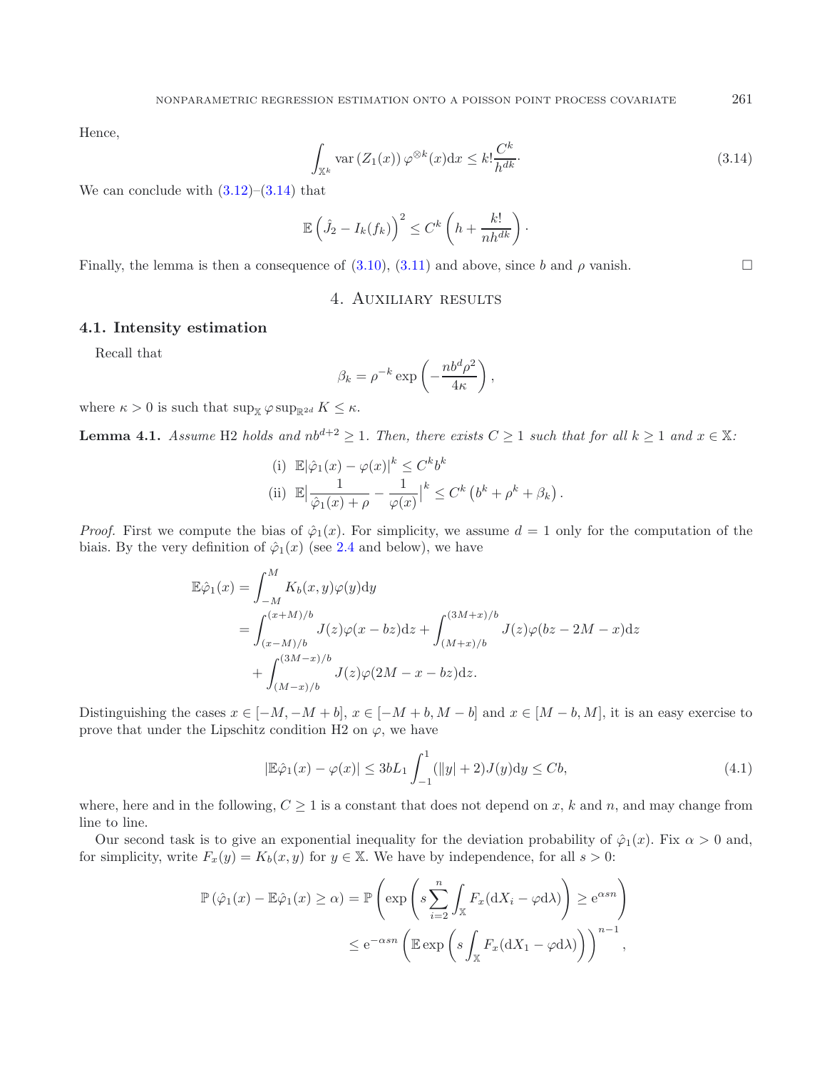Hence,

$$\int_{\mathbb{X}^k} \operatorname{var}(Z_1(x))\, \varphi^{\otimes k}(x)\mathrm{d}x \leq k! \frac{C^k}{h^{dk}}. \tag{3.14}$$

We can conclude with (3.12)–(3.14) that

$$\mathbb{E}\left(\hat{J}_2 - I_k(f_k)\right)^2 \leq C^k \left(h + \frac{k!}{nh^{dk}}\right).$$

Finally, the lemma is then a consequence of (3.10), (3.11) and above, since $b$ and $\rho$ vanish. $\square$

## 4. Auxiliary results

### 4.1. Intensity estimation

Recall that

$$\beta_k = \rho^{-k} \exp\left(-\frac{nb^d\rho^2}{4\kappa}\right),$$

where $\kappa > 0$ is such that $\sup_{\mathbb{X}} \varphi \sup_{\mathbb{R}^{2d}} K \leq \kappa$.

**Lemma 4.1.** *Assume* H2 *holds and* $nb^{d+2} \geq 1$. *Then, there exists* $C \geq 1$ *such that for all* $k \geq 1$ *and* $x \in \mathbb{X}$:

$$\text{(i)}\ \ \mathbb{E}|\hat{\varphi}_1(x) - \varphi(x)|^k \leq C^k b^k$$

$$\text{(ii)}\ \ \mathbb{E}\Big|\frac{1}{\hat{\varphi}_1(x) + \rho} - \frac{1}{\varphi(x)}\Big|^k \leq C^k \left(b^k + \rho^k + \beta_k\right).$$

*Proof.* First we compute the bias of $\hat{\varphi}_1(x)$. For simplicity, we assume $d = 1$ only for the computation of the biais. By the very definition of $\hat{\varphi}_1(x)$ (see 2.4 and below), we have

$$\begin{aligned}
\mathbb{E}\hat{\varphi}_1(x) &= \int_{-M}^{M} K_b(x,y)\varphi(y)\mathrm{d}y \\
&= \int_{(x-M)/b}^{(x+M)/b} J(z)\varphi(x - bz)\mathrm{d}z + \int_{(M+x)/b}^{(3M+x)/b} J(z)\varphi(bz - 2M - x)\mathrm{d}z \\
&\quad + \int_{(M-x)/b}^{(3M-x)/b} J(z)\varphi(2M - x - bz)\mathrm{d}z.
\end{aligned}$$

Distinguishing the cases $x \in [-M, -M+b]$, $x \in [-M+b, M-b]$ and $x \in [M-b, M]$, it is an easy exercise to prove that under the Lipschitz condition H2 on $\varphi$, we have

$$|\mathbb{E}\hat{\varphi}_1(x) - \varphi(x)| \leq 3bL_1 \int_{-1}^{1} (\|y\| + 2)J(y)\mathrm{d}y \leq Cb, \tag{4.1}$$

where, here and in the following, $C \geq 1$ is a constant that does not depend on $x$, $k$ and $n$, and may change from line to line.

Our second task is to give an exponential inequality for the deviation probability of $\hat{\varphi}_1(x)$. Fix $\alpha > 0$ and, for simplicity, write $F_x(y) = K_b(x,y)$ for $y \in \mathbb{X}$. We have by independence, for all $s > 0$:

$$\begin{aligned}
\mathbb{P}\left(\hat{\varphi}_1(x) - \mathbb{E}\hat{\varphi}_1(x) \geq \alpha\right) &= \mathbb{P}\left(\exp\left(s\sum_{i=2}^{n} \int_{\mathbb{X}} F_x(\mathrm{d}X_i - \varphi\mathrm{d}\lambda)\right) \geq \mathrm{e}^{\alpha sn}\right) \\
&\leq \mathrm{e}^{-\alpha sn}\left(\mathbb{E}\exp\left(s\int_{\mathbb{X}} F_x(\mathrm{d}X_1 - \varphi\mathrm{d}\lambda)\right)\right)^{n-1},
\end{aligned}$$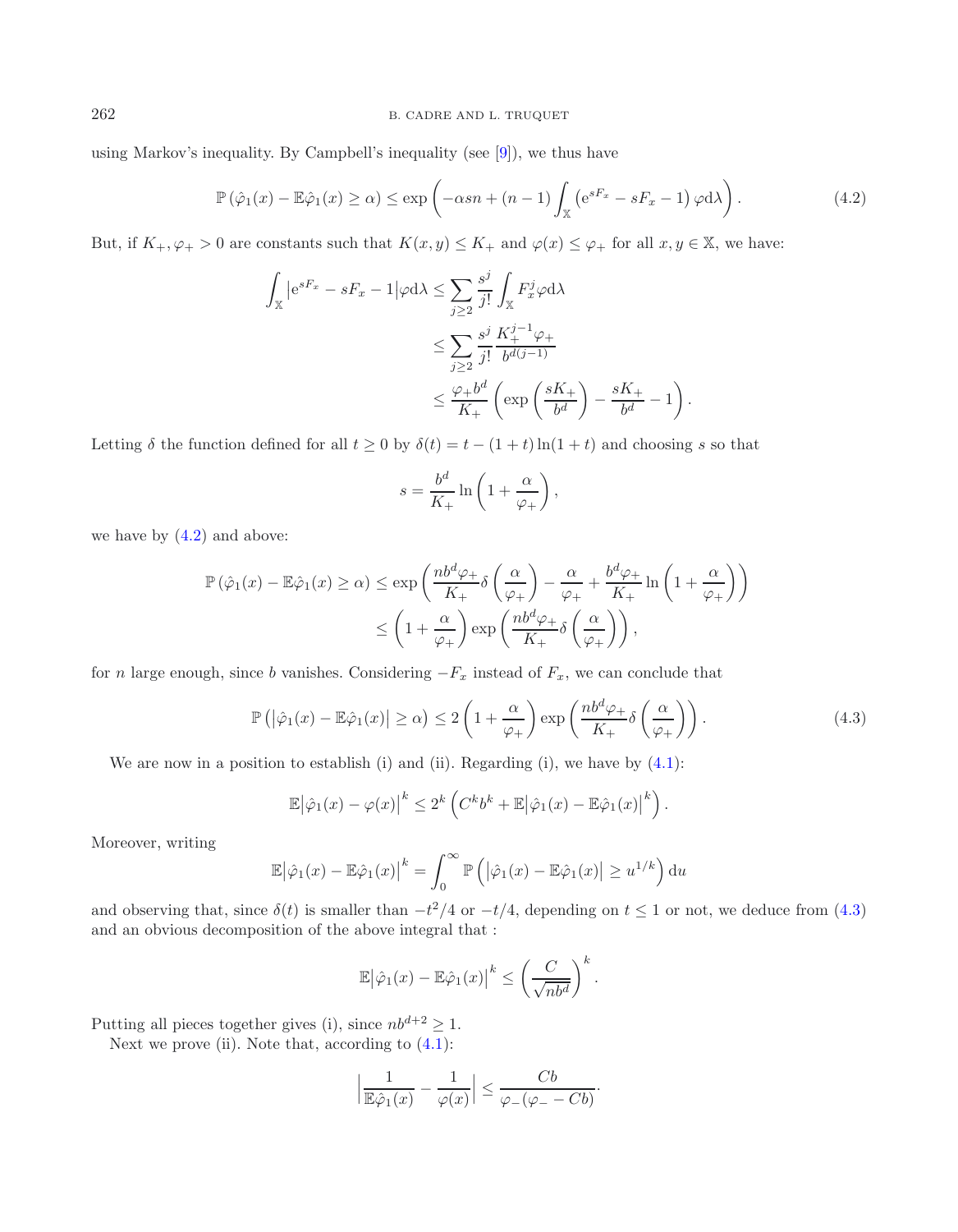using Markov's inequality. By Campbell's inequality (see [9]), we thus have

$$\mathbb{P}\left(\hat{\varphi}_1(x) - \mathbb{E}\hat{\varphi}_1(x) \geq \alpha\right) \leq \exp\left(-\alpha s n + (n-1)\int_{\mathbb{X}} \left(\mathrm{e}^{sF_x} - sF_x - 1\right)\varphi \mathrm{d}\lambda\right). \tag{4.2}$$

But, if $K_+, \varphi_+ > 0$ are constants such that $K(x,y) \leq K_+$ and $\varphi(x) \leq \varphi_+$ for all $x, y \in \mathbb{X}$, we have:

$$\begin{aligned}
\int_{\mathbb{X}} \left|\mathrm{e}^{sF_x} - sF_x - 1\right| \varphi \mathrm{d}\lambda &\leq \sum_{j\geq 2} \frac{s^j}{j!} \int_{\mathbb{X}} F_x^j \varphi \mathrm{d}\lambda \\
&\leq \sum_{j \geq 2} \frac{s^j}{j!} \frac{K_+^{j-1}\varphi_+}{b^{d(j-1)}} \\
&\leq \frac{\varphi_+ b^d}{K_+}\left(\exp\left(\frac{sK_+}{b^d}\right) - \frac{sK_+}{b^d} - 1\right).
\end{aligned}$$

Letting $\delta$ the function defined for all $t \geq 0$ by $\delta(t) = t - (1+t)\ln(1+t)$ and choosing $s$ so that

$$s = \frac{b^d}{K_+}\ln\left(1 + \frac{\alpha}{\varphi_+}\right),$$

we have by (4.2) and above:

$$\begin{aligned}
\mathbb{P}\left(\hat{\varphi}_1(x) - \mathbb{E}\hat{\varphi}_1(x) \geq \alpha\right) &\leq \exp\left(\frac{nb^d\varphi_+}{K_+}\delta\left(\frac{\alpha}{\varphi_+}\right) - \frac{\alpha}{\varphi_+} + \frac{b^d\varphi_+}{K_+}\ln\left(1 + \frac{\alpha}{\varphi_+}\right)\right) \\
&\leq \left(1 + \frac{\alpha}{\varphi_+}\right)\exp\left(\frac{nb^d\varphi_+}{K_+}\delta\left(\frac{\alpha}{\varphi_+}\right)\right),
\end{aligned}$$

for $n$ large enough, since $b$ vanishes. Considering $-F_x$ instead of $F_x$, we can conclude that

$$\mathbb{P}\left(\left|\hat{\varphi}_1(x) - \mathbb{E}\hat{\varphi}_1(x)\right| \geq \alpha\right) \leq 2\left(1 + \frac{\alpha}{\varphi_+}\right)\exp\left(\frac{nb^d\varphi_+}{K_+}\delta\left(\frac{\alpha}{\varphi_+}\right)\right). \tag{4.3}$$

We are now in a position to establish (i) and (ii). Regarding (i), we have by (4.1):

$$\mathbb{E}\left|\hat{\varphi}_1(x) - \varphi(x)\right|^k \leq 2^k\left(C^k b^k + \mathbb{E}\left|\hat{\varphi}_1(x) - \mathbb{E}\hat{\varphi}_1(x)\right|^k\right).$$

Moreover, writing

$$\mathbb{E}\left|\hat{\varphi}_1(x) - \mathbb{E}\hat{\varphi}_1(x)\right|^k = \int_0^\infty \mathbb{P}\left(\left|\hat{\varphi}_1(x) - \mathbb{E}\hat{\varphi}_1(x)\right| \geq u^{1/k}\right)\mathrm{d}u$$

and observing that, since $\delta(t)$ is smaller than $-t^2/4$ or $-t/4$, depending on $t \leq 1$ or not, we deduce from (4.3) and an obvious decomposition of the above integral that :

$$\mathbb{E}\left|\hat{\varphi}_1(x) - \mathbb{E}\hat{\varphi}_1(x)\right|^k \leq \left(\frac{C}{\sqrt{nb^d}}\right)^k.$$

Putting all pieces together gives (i), since $nb^{d+2} \geq 1$.

Next we prove (ii). Note that, according to (4.1):

$$\left|\frac{1}{\mathbb{E}\hat{\varphi}_1(x)} - \frac{1}{\varphi(x)}\right| \leq \frac{Cb}{\varphi_-(\varphi_- - Cb)}.$$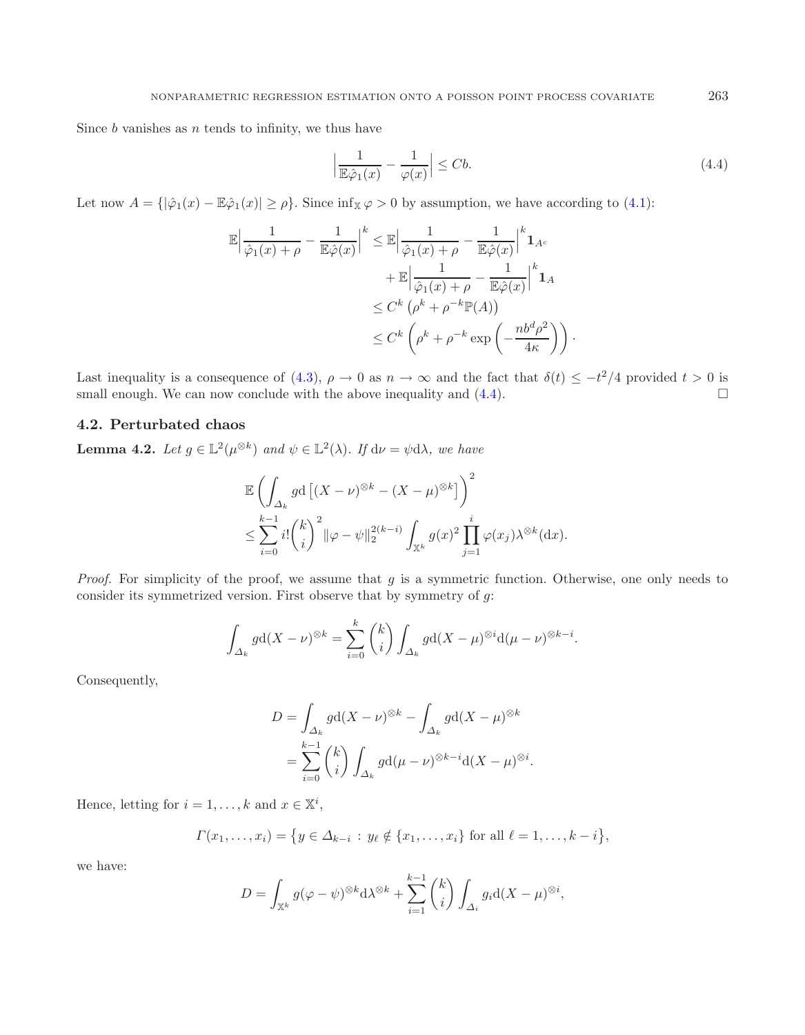Since $b$ vanishes as $n$ tends to infinity, we thus have

$$\Big|\frac{1}{\mathbb{E}\hat{\varphi}_1(x)} - \frac{1}{\varphi(x)}\Big| \le Cb. \tag{4.4}$$

Let now $A = \{|\hat{\varphi}_1(x) - \mathbb{E}\hat{\varphi}_1(x)| \ge \rho\}$. Since $\inf_{\mathbb{X}} \varphi > 0$ by assumption, we have according to (4.1):

$$\begin{aligned}
\mathbb{E}\Big|\frac{1}{\hat{\varphi}_1(x)+\rho} - \frac{1}{\mathbb{E}\hat{\varphi}(x)}\Big|^k &\le \mathbb{E}\Big|\frac{1}{\hat{\varphi}_1(x)+\rho} - \frac{1}{\mathbb{E}\hat{\varphi}(x)}\Big|^k \mathbf{1}_{A^c} \\
&\quad + \mathbb{E}\Big|\frac{1}{\hat{\varphi}_1(x)+\rho} - \frac{1}{\mathbb{E}\hat{\varphi}(x)}\Big|^k \mathbf{1}_{A} \\
&\le C^k\left(\rho^k + \rho^{-k}\mathbb{P}(A)\right) \\
&\le C^k\left(\rho^k + \rho^{-k}\exp\left(-\frac{nb^d\rho^2}{4\kappa}\right)\right).
\end{aligned}$$

Last inequality is a consequence of (4.3), $\rho \to 0$ as $n \to \infty$ and the fact that $\delta(t) \le -t^2/4$ provided $t > 0$ is small enough. We can now conclude with the above inequality and (4.4). $\square$

### 4.2. Perturbated chaos

**Lemma 4.2.** *Let $g \in \mathbb{L}^2(\mu^{\otimes k})$ and $\psi \in \mathbb{L}^2(\lambda)$. If $\mathrm{d}\nu = \psi \mathrm{d}\lambda$, we have*

$$\begin{aligned}
&\mathbb{E}\left(\int_{\Delta_k} g\mathrm{d}\left[(X-\nu)^{\otimes k} - (X-\mu)^{\otimes k}\right]\right)^2 \\
&\le \sum_{i=0}^{k-1} i!\binom{k}{i}^2 \|\varphi - \psi\|_2^{2(k-i)} \int_{\mathbb{X}^k} g(x)^2 \prod_{j=1}^{i}\varphi(x_j)\lambda^{\otimes k}(\mathrm{d}x).
\end{aligned}$$

*Proof.* For simplicity of the proof, we assume that $g$ is a symmetric function. Otherwise, one only needs to consider its symmetrized version. First observe that by symmetry of $g$:

$$\int_{\Delta_k} g\mathrm{d}(X-\nu)^{\otimes k} = \sum_{i=0}^{k}\binom{k}{i}\int_{\Delta_k} g\mathrm{d}(X-\mu)^{\otimes i}\mathrm{d}(\mu-\nu)^{\otimes k-i}.$$

Consequently,

$$\begin{aligned}
D &= \int_{\Delta_k} g\mathrm{d}(X-\nu)^{\otimes k} - \int_{\Delta_k} g\mathrm{d}(X-\mu)^{\otimes k} \\
&= \sum_{i=0}^{k-1}\binom{k}{i}\int_{\Delta_k} g\mathrm{d}(\mu-\nu)^{\otimes k-i}\mathrm{d}(X-\mu)^{\otimes i}.
\end{aligned}$$

Hence, letting for $i = 1, \ldots, k$ and $x \in \mathbb{X}^i$,

$$\Gamma(x_1, \ldots, x_i) = \left\{y \in \Delta_{k-i} : y_\ell \notin \{x_1, \ldots, x_i\} \text{ for all } \ell = 1, \ldots, k-i\right\},$$

we have:

$$D = \int_{\mathbb{X}^k} g(\varphi-\psi)^{\otimes k}\mathrm{d}\lambda^{\otimes k} + \sum_{i=1}^{k-1}\binom{k}{i}\int_{\Delta_i} g_i \mathrm{d}(X-\mu)^{\otimes i},$$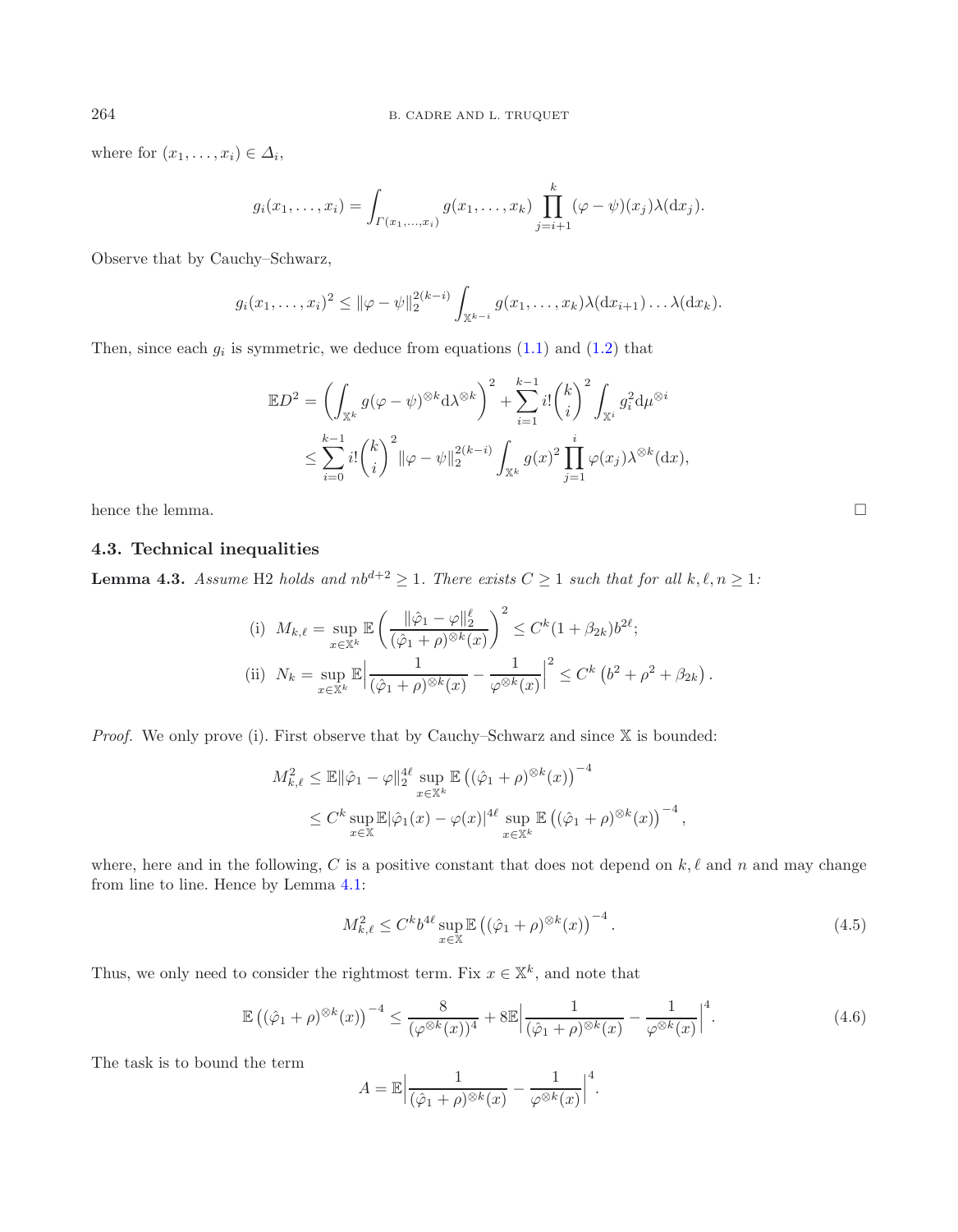where for $(x_1, \ldots, x_i) \in \Delta_i$,

$$g_i(x_1, \ldots, x_i) = \int_{\Gamma(x_1,\ldots,x_i)} g(x_1, \ldots, x_k) \prod_{j=i+1}^{k} (\varphi - \psi)(x_j)\lambda(\mathrm{d}x_j).$$

Observe that by Cauchy–Schwarz,

$$g_i(x_1, \ldots, x_i)^2 \leq \|\varphi - \psi\|_2^{2(k-i)} \int_{\mathbb{X}^{k-i}} g(x_1, \ldots, x_k)\lambda(\mathrm{d}x_{i+1}) \ldots \lambda(\mathrm{d}x_k).$$

Then, since each $g_i$ is symmetric, we deduce from equations (1.1) and (1.2) that

$$\begin{aligned}
\mathbb{E}D^2 &= \left( \int_{\mathbb{X}^k} g(\varphi - \psi)^{\otimes k} \mathrm{d}\lambda^{\otimes k} \right)^2 + \sum_{i=1}^{k-1} i! \binom{k}{i}^2 \int_{\mathbb{X}^i} g_i^2 \mathrm{d}\mu^{\otimes i} \\
&\leq \sum_{i=0}^{k-1} i! \binom{k}{i}^2 \|\varphi - \psi\|_2^{2(k-i)} \int_{\mathbb{X}^k} g(x)^2 \prod_{j=1}^{i} \varphi(x_j)\lambda^{\otimes k}(\mathrm{d}x),
\end{aligned}$$

hence the lemma. □

### 4.3. Technical inequalities

**Lemma 4.3.** *Assume* H2 *holds and* $nb^{d+2} \geq 1$*. There exists* $C \geq 1$ *such that for all* $k, \ell, n \geq 1$*:*

$$\text{(i)}\ \ M_{k,\ell} = \sup_{x \in \mathbb{X}^k} \mathbb{E} \left( \frac{\|\hat{\varphi}_1 - \varphi\|_2^\ell}{(\hat{\varphi}_1 + \rho)^{\otimes k}(x)} \right)^2 \leq C^k(1 + \beta_{2k})b^{2\ell};$$

$$\text{(ii)}\ \ N_k = \sup_{x \in \mathbb{X}^k} \mathbb{E} \Big| \frac{1}{(\hat{\varphi}_1 + \rho)^{\otimes k}(x)} - \frac{1}{\varphi^{\otimes k}(x)} \Big|^2 \leq C^k \left( b^2 + \rho^2 + \beta_{2k} \right).$$

*Proof.* We only prove (i). First observe that by Cauchy–Schwarz and since $\mathbb{X}$ is bounded:

$$\begin{aligned}
M_{k,\ell}^2 &\leq \mathbb{E}\|\hat{\varphi}_1 - \varphi\|_2^{4\ell} \sup_{x \in \mathbb{X}^k} \mathbb{E} \left( (\hat{\varphi}_1 + \rho)^{\otimes k}(x) \right)^{-4} \\
&\leq C^k \sup_{x \in \mathbb{X}} \mathbb{E}|\hat{\varphi}_1(x) - \varphi(x)|^{4\ell} \sup_{x \in \mathbb{X}^k} \mathbb{E} \left( (\hat{\varphi}_1 + \rho)^{\otimes k}(x) \right)^{-4},
\end{aligned}$$

where, here and in the following, $C$ is a positive constant that does not depend on $k, \ell$ and $n$ and may change from line to line. Hence by Lemma 4.1:

$$M_{k,\ell}^2 \leq C^k b^{4\ell} \sup_{x \in \mathbb{X}} \mathbb{E} \left( (\hat{\varphi}_1 + \rho)^{\otimes k}(x) \right)^{-4}. \tag{4.5}$$

Thus, we only need to consider the rightmost term. Fix $x \in \mathbb{X}^k$, and note that

$$\mathbb{E} \left( (\hat{\varphi}_1 + \rho)^{\otimes k}(x) \right)^{-4} \leq \frac{8}{(\varphi^{\otimes k}(x))^4} + 8\mathbb{E} \Big| \frac{1}{(\hat{\varphi}_1 + \rho)^{\otimes k}(x)} - \frac{1}{\varphi^{\otimes k}(x)} \Big|^4. \tag{4.6}$$

The task is to bound the term

$$A = \mathbb{E} \Big| \frac{1}{(\hat{\varphi}_1 + \rho)^{\otimes k}(x)} - \frac{1}{\varphi^{\otimes k}(x)} \Big|^4.$$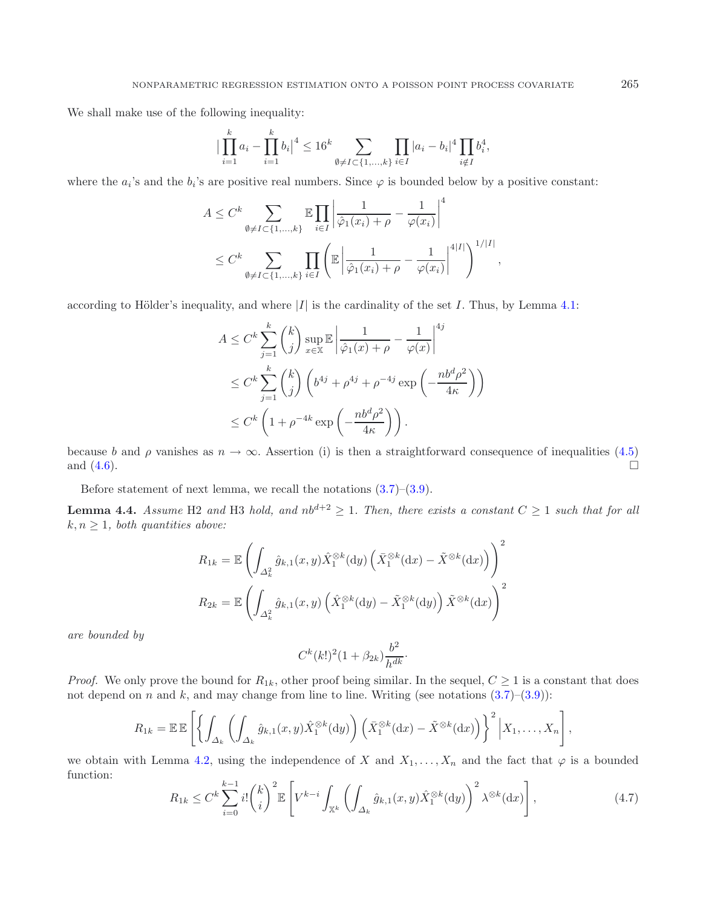We shall make use of the following inequality:

$$
\Big|\prod_{i=1}^k a_i - \prod_{i=1}^k b_i\Big|^4 \le 16^k \sum_{\emptyset\neq I\subset\{1,\dots,k\}} \prod_{i\in I}|a_i-b_i|^4 \prod_{i\notin I} b_i^4,
$$

where the $a_i$'s and the $b_i$'s are positive real numbers. Since $\varphi$ is bounded below by a positive constant:

$$
\begin{aligned}
A &\le C^k \sum_{\emptyset\neq I\subset\{1,\dots,k\}} \mathbb{E}\prod_{i\in I}\left|\frac{1}{\hat\varphi_1(x_i)+\rho}-\frac{1}{\varphi(x_i)}\right|^4 \\
&\le C^k \sum_{\emptyset\neq I\subset\{1,\dots,k\}} \prod_{i\in I}\left(\mathbb{E}\left|\frac{1}{\hat\varphi_1(x_i)+\rho}-\frac{1}{\varphi(x_i)}\right|^{4|I|}\right)^{1/|I|},
\end{aligned}
$$

according to Hölder's inequality, and where $|I|$ is the cardinality of the set $I$. Thus, by Lemma 4.1:

$$
\begin{aligned}
A &\le C^k \sum_{j=1}^k \binom{k}{j} \sup_{x\in\mathbb{X}} \mathbb{E}\left|\frac{1}{\hat\varphi_1(x)+\rho}-\frac{1}{\varphi(x)}\right|^{4j} \\
&\le C^k \sum_{j=1}^k \binom{k}{j}\left(b^{4j}+\rho^{4j}+\rho^{-4j}\exp\left(-\frac{nb^d\rho^2}{4\kappa}\right)\right) \\
&\le C^k\left(1+\rho^{-4k}\exp\left(-\frac{nb^d\rho^2}{4\kappa}\right)\right).
\end{aligned}
$$

because $b$ and $\rho$ vanishes as $n\to\infty$. Assertion (i) is then a straightforward consequence of inequalities (4.5) and (4.6). $\square$

Before statement of next lemma, we recall the notations (3.7)–(3.9).

**Lemma 4.4.** *Assume* H2 *and* H3 *hold, and $nb^{d+2}\ge 1$. Then, there exists a constant $C\ge 1$ such that for all $k,n\ge 1$, both quantities above:*

$$
\begin{aligned}
R_{1k} &= \mathbb{E}\left(\int_{\Delta_k^2} \hat g_{k,1}(x,y)\hat X_1^{\otimes k}(\mathrm{d}y)\left(\bar X_1^{\otimes k}(\mathrm{d}x)-\tilde X^{\otimes k}(\mathrm{d}x)\right)\right)^2 \\
R_{2k} &= \mathbb{E}\left(\int_{\Delta_k^2} \hat g_{k,1}(x,y)\left(\hat X_1^{\otimes k}(\mathrm{d}y)-\tilde X_1^{\otimes k}(\mathrm{d}y)\right)\tilde X^{\otimes k}(\mathrm{d}x)\right)^2
\end{aligned}
$$

*are bounded by*

$$
C^k (k!)^2(1+\beta_{2k})\frac{b^2}{h^{dk}}.
$$

*Proof.* We only prove the bound for $R_{1k}$, other proof being similar. In the sequel, $C\ge 1$ is a constant that does not depend on $n$ and $k$, and may change from line to line. Writing (see notations (3.7)–(3.9)):

$$
R_{1k} = \mathbb{E}\,\mathbb{E}\left[\left\{\int_{\Delta_k}\left(\int_{\Delta_k}\hat g_{k,1}(x,y)\hat X_1^{\otimes k}(\mathrm{d}y)\right)\left(\bar X_1^{\otimes k}(\mathrm{d}x)-\tilde X^{\otimes k}(\mathrm{d}x)\right)\right\}^2\Big| X_1,\dots,X_n\right],
$$

we obtain with Lemma 4.2, using the independence of $X$ and $X_1,\dots,X_n$ and the fact that $\varphi$ is a bounded function:

$$
R_{1k} \le C^k \sum_{i=0}^{k-1} i!\binom{k}{i}^2 \mathbb{E}\left[V^{k-i}\int_{\mathbb{X}^k}\left(\int_{\Delta_k}\hat g_{k,1}(x,y)\hat X_1^{\otimes k}(\mathrm{d}y)\right)^2\lambda^{\otimes k}(\mathrm{d}x)\right], \tag{4.7}
$$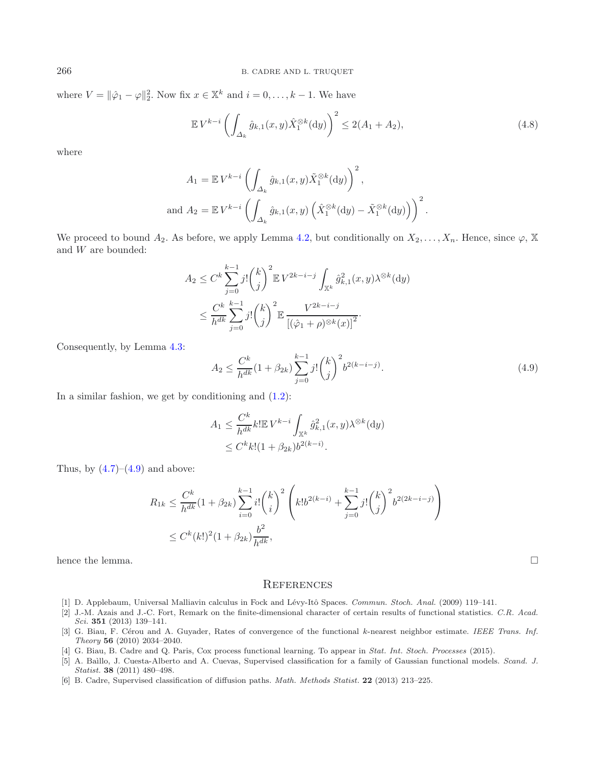where $V = \|\hat{\varphi}_1 - \varphi\|_2^2$. Now fix $x \in \mathbb{X}^k$ and $i = 0, \ldots, k-1$. We have

$$\mathbb{E}\, V^{k-i} \left( \int_{\Delta_k} \hat{g}_{k,1}(x,y) \hat{X}_1^{\otimes k}(\mathrm{d}y) \right)^2 \leq 2(A_1 + A_2), \tag{4.8}$$

where

$$A_1 = \mathbb{E}\, V^{k-i} \left( \int_{\Delta_k} \hat{g}_{k,1}(x,y) \tilde{X}_1^{\otimes k}(\mathrm{d}y) \right)^2,$$

$$\text{and } A_2 = \mathbb{E}\, V^{k-i} \left( \int_{\Delta_k} \hat{g}_{k,1}(x,y) \left( \hat{X}_1^{\otimes k}(\mathrm{d}y) - \tilde{X}_1^{\otimes k}(\mathrm{d}y) \right) \right)^2.$$

We proceed to bound $A_2$. As before, we apply Lemma 4.2, but conditionally on $X_2, \ldots, X_n$. Hence, since $\varphi$, $\mathbb{X}$ and $W$ are bounded:

$$\begin{aligned} A_2 &\leq C^k \sum_{j=0}^{k-1} j! \binom{k}{j}^2 \mathbb{E}\, V^{2k-i-j} \int_{\mathbb{X}^k} \hat{g}_{k,1}^2(x,y) \lambda^{\otimes k}(\mathrm{d}y) \\ &\leq \frac{C^k}{h^{dk}} \sum_{j=0}^{k-1} j! \binom{k}{j}^2 \mathbb{E}\, \frac{V^{2k-i-j}}{\left[(\hat{\varphi}_1 + \rho)^{\otimes k}(x)\right]^2}. \end{aligned}$$

Consequently, by Lemma 4.3:

$$A_2 \leq \frac{C^k}{h^{dk}} (1 + \beta_{2k}) \sum_{j=0}^{k-1} j! \binom{k}{j}^2 b^{2(k-i-j)}. \tag{4.9}$$

In a similar fashion, we get by conditioning and (1.2):

$$\begin{aligned} A_1 &\leq \frac{C^k}{h^{dk}} k! \mathbb{E}\, V^{k-i} \int_{\mathbb{X}^k} \hat{g}_{k,1}^2(x,y) \lambda^{\otimes k}(\mathrm{d}y) \\ &\leq C^k k! (1 + \beta_{2k}) b^{2(k-i)}. \end{aligned}$$

Thus, by (4.7)–(4.9) and above:

$$\begin{aligned} R_{1k} &\leq \frac{C^k}{h^{dk}} (1 + \beta_{2k}) \sum_{i=0}^{k-1} i! \binom{k}{i}^2 \left( k! b^{2(k-i)} + \sum_{j=0}^{k-1} j! \binom{k}{j}^2 b^{2(2k-i-j)} \right) \\ &\leq C^k (k!)^2 (1 + \beta_{2k}) \frac{b^2}{h^{dk}}, \end{aligned}$$

hence the lemma. □

## References

[1] D. Applebaum, Universal Malliavin calculus in Fock and Lévy-Itô Spaces. *Commun. Stoch. Anal.* (2009) 119–141.

[2] J.-M. Azais and J.-C. Fort, Remark on the finite-dimensional character of certain results of functional statistics. *C.R. Acad. Sci.* **351** (2013) 139–141.

[3] G. Biau, F. Cérou and A. Guyader, Rates of convergence of the functional $k$-nearest neighbor estimate. *IEEE Trans. Inf. Theory* **56** (2010) 2034–2040.

[4] G. Biau, B. Cadre and Q. Paris, Cox process functional learning. To appear in *Stat. Int. Stoch. Processes* (2015).

[5] A. Baìllo, J. Cuesta-Alberto and A. Cuevas, Supervised classification for a family of Gaussian functional models. *Scand. J. Statist.* **38** (2011) 480–498.

[6] B. Cadre, Supervised classification of diffusion paths. *Math. Methods Statist.* **22** (2013) 213–225.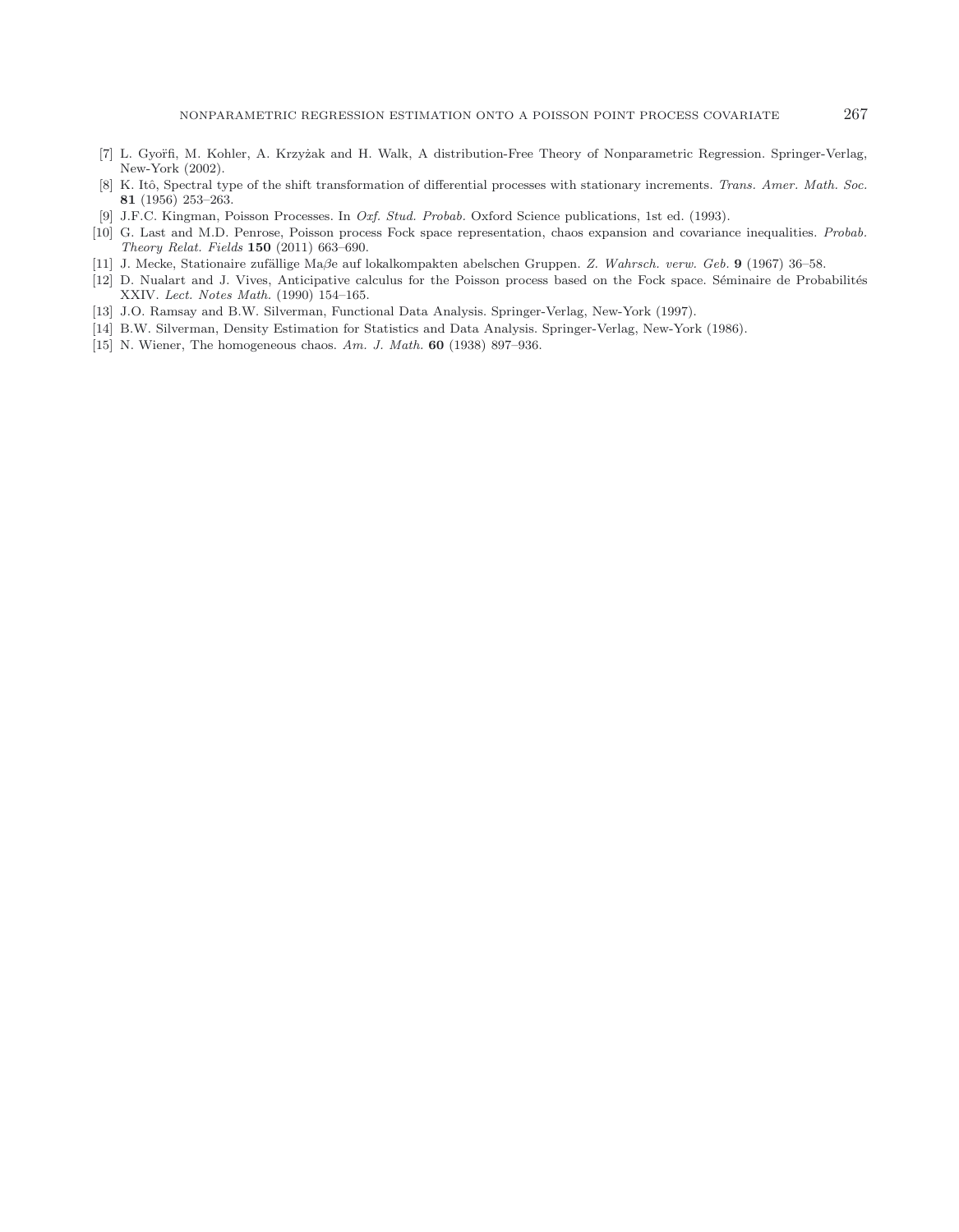[7] L. Gyořfi, M. Kohler, A. Krzyżak and H. Walk, A distribution-Free Theory of Nonparametric Regression. Springer-Verlag, New-York (2002).

[8] K. Itô, Spectral type of the shift transformation of differential processes with stationary increments. *Trans. Amer. Math. Soc.* **81** (1956) 253–263.

[9] J.F.C. Kingman, Poisson Processes. In *Oxf. Stud. Probab.* Oxford Science publications, 1st ed. (1993).

[10] G. Last and M.D. Penrose, Poisson process Fock space representation, chaos expansion and covariance inequalities. *Probab. Theory Relat. Fields* **150** (2011) 663–690.

[11] J. Mecke, Stationaire zufällige Ma$\beta$e auf lokalkompakten abelschen Gruppen. *Z. Wahrsch. verw. Geb.* **9** (1967) 36–58.

[12] D. Nualart and J. Vives, Anticipative calculus for the Poisson process based on the Fock space. Séminaire de Probabilités XXIV. *Lect. Notes Math.* (1990) 154–165.

[13] J.O. Ramsay and B.W. Silverman, Functional Data Analysis. Springer-Verlag, New-York (1997).

[14] B.W. Silverman, Density Estimation for Statistics and Data Analysis. Springer-Verlag, New-York (1986).

[15] N. Wiener, The homogeneous chaos. *Am. J. Math.* **60** (1938) 897–936.